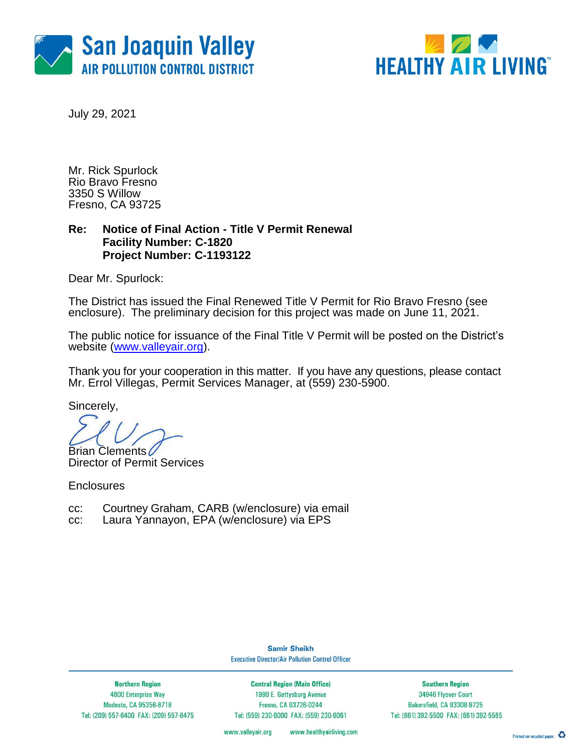San Joaquin Valley
AIR POLLUTION CONTROL DISTRICT

HEALTHY AIR LIVING™

July 29, 2021

Mr. Rick Spurlock
Rio Bravo Fresno
3350 S Willow
Fresno, CA 93725

**Re: Notice of Final Action - Title V Permit Renewal**
**Facility Number: C-1820**
**Project Number: C-1193122**

Dear Mr. Spurlock:

The District has issued the Final Renewed Title V Permit for Rio Bravo Fresno (see enclosure). The preliminary decision for this project was made on June 11, 2021.

The public notice for issuance of the Final Title V Permit will be posted on the District's website (www.valleyair.org).

Thank you for your cooperation in this matter. If you have any questions, please contact Mr. Errol Villegas, Permit Services Manager, at (559) 230-5900.

Sincerely,

Brian Clements
Director of Permit Services

Enclosures

cc: Courtney Graham, CARB (w/enclosure) via email
cc: Laura Yannayon, EPA (w/enclosure) via EPS

Samir Sheikh
Executive Director/Air Pollution Control Officer

| Northern Region | Central Region (Main Office) | Southern Region |
|---|---|---|
| 4800 Enterprise Way | 1990 E. Gettysburg Avenue | 34946 Flyover Court |
| Modesto, CA 95356-8718 | Fresno, CA 93726-0244 | Bakersfield, CA 93308-9725 |
| Tel: (209) 557-6400 FAX: (209) 557-6475 | Tel: (559) 230-6000 FAX: (559) 230-6061 | Tel: (661) 392-5500 FAX: (661) 392-5585 |

www.valleyair.org www.healthyairliving.com

Printed on recycled paper.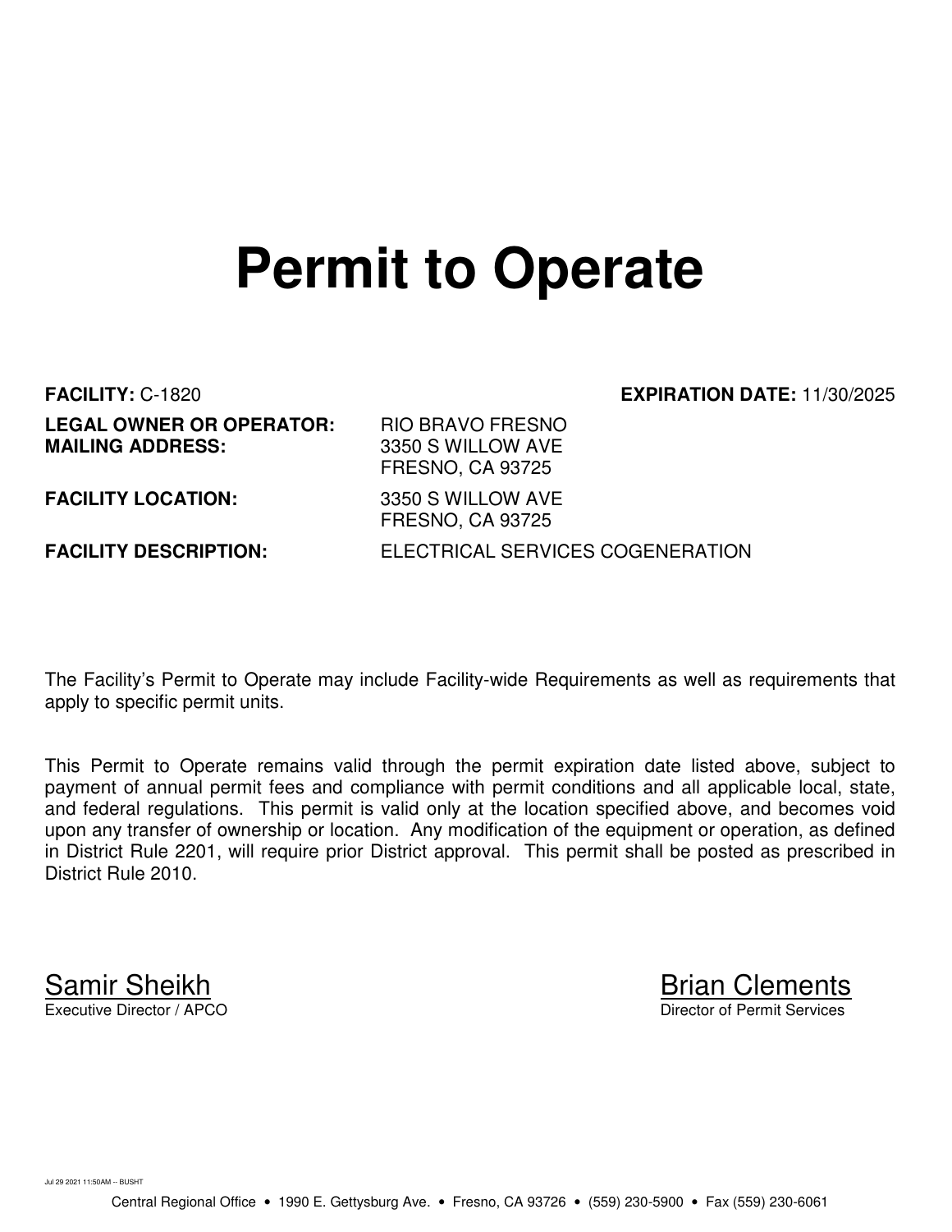# Permit to Operate

**FACILITY:** C-1820 **EXPIRATION DATE:** 11/30/2025

**LEGAL OWNER OR OPERATOR:** RIO BRAVO FRESNO
**MAILING ADDRESS:** 3350 S WILLOW AVE
FRESNO, CA 93725

**FACILITY LOCATION:** 3350 S WILLOW AVE
FRESNO, CA 93725

**FACILITY DESCRIPTION:** ELECTRICAL SERVICES COGENERATION

The Facility's Permit to Operate may include Facility-wide Requirements as well as requirements that apply to specific permit units.

This Permit to Operate remains valid through the permit expiration date listed above, subject to payment of annual permit fees and compliance with permit conditions and all applicable local, state, and federal regulations. This permit is valid only at the location specified above, and becomes void upon any transfer of ownership or location. Any modification of the equipment or operation, as defined in District Rule 2201, will require prior District approval. This permit shall be posted as prescribed in District Rule 2010.

Samir Sheikh
Executive Director / APCO

Brian Clements
Director of Permit Services

Jul 29 2021 11:50AM -- BUSHT

Central Regional Office • 1990 E. Gettysburg Ave. • Fresno, CA 93726 • (559) 230-5900 • Fax (559) 230-6061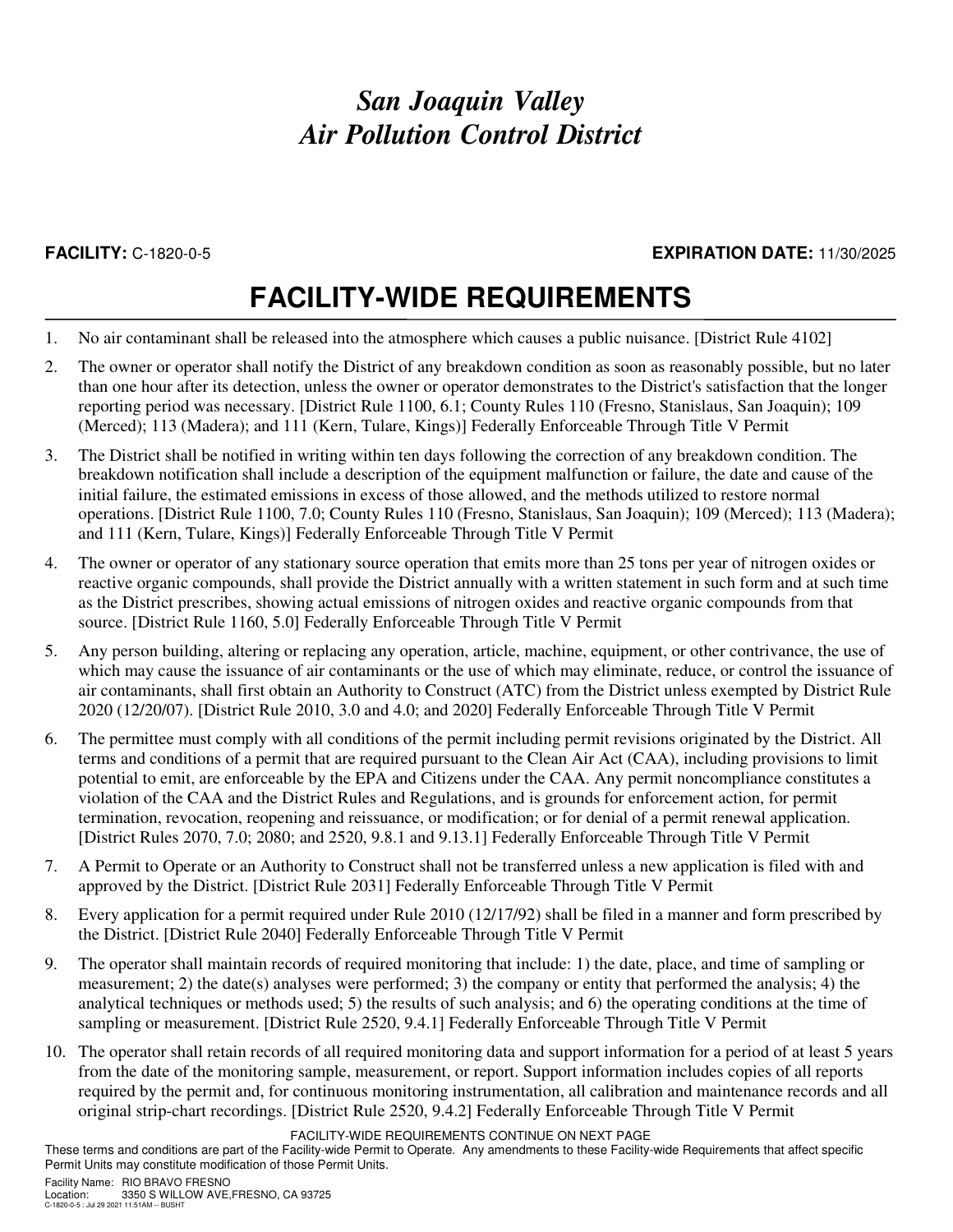# San Joaquin Valley
# Air Pollution Control District

**FACILITY:** C-1820-0-5 **EXPIRATION DATE:** 11/30/2025

## FACILITY-WIDE REQUIREMENTS

1. No air contaminant shall be released into the atmosphere which causes a public nuisance. [District Rule 4102]
2. The owner or operator shall notify the District of any breakdown condition as soon as reasonably possible, but no later than one hour after its detection, unless the owner or operator demonstrates to the District's satisfaction that the longer reporting period was necessary. [District Rule 1100, 6.1; County Rules 110 (Fresno, Stanislaus, San Joaquin); 109 (Merced); 113 (Madera); and 111 (Kern, Tulare, Kings)] Federally Enforceable Through Title V Permit
3. The District shall be notified in writing within ten days following the correction of any breakdown condition. The breakdown notification shall include a description of the equipment malfunction or failure, the date and cause of the initial failure, the estimated emissions in excess of those allowed, and the methods utilized to restore normal operations. [District Rule 1100, 7.0; County Rules 110 (Fresno, Stanislaus, San Joaquin); 109 (Merced); 113 (Madera); and 111 (Kern, Tulare, Kings)] Federally Enforceable Through Title V Permit
4. The owner or operator of any stationary source operation that emits more than 25 tons per year of nitrogen oxides or reactive organic compounds, shall provide the District annually with a written statement in such form and at such time as the District prescribes, showing actual emissions of nitrogen oxides and reactive organic compounds from that source. [District Rule 1160, 5.0] Federally Enforceable Through Title V Permit
5. Any person building, altering or replacing any operation, article, machine, equipment, or other contrivance, the use of which may cause the issuance of air contaminants or the use of which may eliminate, reduce, or control the issuance of air contaminants, shall first obtain an Authority to Construct (ATC) from the District unless exempted by District Rule 2020 (12/20/07). [District Rule 2010, 3.0 and 4.0; and 2020] Federally Enforceable Through Title V Permit
6. The permittee must comply with all conditions of the permit including permit revisions originated by the District. All terms and conditions of a permit that are required pursuant to the Clean Air Act (CAA), including provisions to limit potential to emit, are enforceable by the EPA and Citizens under the CAA. Any permit noncompliance constitutes a violation of the CAA and the District Rules and Regulations, and is grounds for enforcement action, for permit termination, revocation, reopening and reissuance, or modification; or for denial of a permit renewal application. [District Rules 2070, 7.0; 2080; and 2520, 9.8.1 and 9.13.1] Federally Enforceable Through Title V Permit
7. A Permit to Operate or an Authority to Construct shall not be transferred unless a new application is filed with and approved by the District. [District Rule 2031] Federally Enforceable Through Title V Permit
8. Every application for a permit required under Rule 2010 (12/17/92) shall be filed in a manner and form prescribed by the District. [District Rule 2040] Federally Enforceable Through Title V Permit
9. The operator shall maintain records of required monitoring that include: 1) the date, place, and time of sampling or measurement; 2) the date(s) analyses were performed; 3) the company or entity that performed the analysis; 4) the analytical techniques or methods used; 5) the results of such analysis; and 6) the operating conditions at the time of sampling or measurement. [District Rule 2520, 9.4.1] Federally Enforceable Through Title V Permit
10. The operator shall retain records of all required monitoring data and support information for a period of at least 5 years from the date of the monitoring sample, measurement, or report. Support information includes copies of all reports required by the permit and, for continuous monitoring instrumentation, all calibration and maintenance records and all original strip-chart recordings. [District Rule 2520, 9.4.2] Federally Enforceable Through Title V Permit

FACILITY-WIDE REQUIREMENTS CONTINUE ON NEXT PAGE

These terms and conditions are part of the Facility-wide Permit to Operate. Any amendments to these Facility-wide Requirements that affect specific Permit Units may constitute modification of those Permit Units.

Facility Name: RIO BRAVO FRESNO
Location: 3350 S WILLOW AVE,FRESNO, CA 93725
C-1820-0-5 : Jul 29 2021 11:51AM -- BUSHT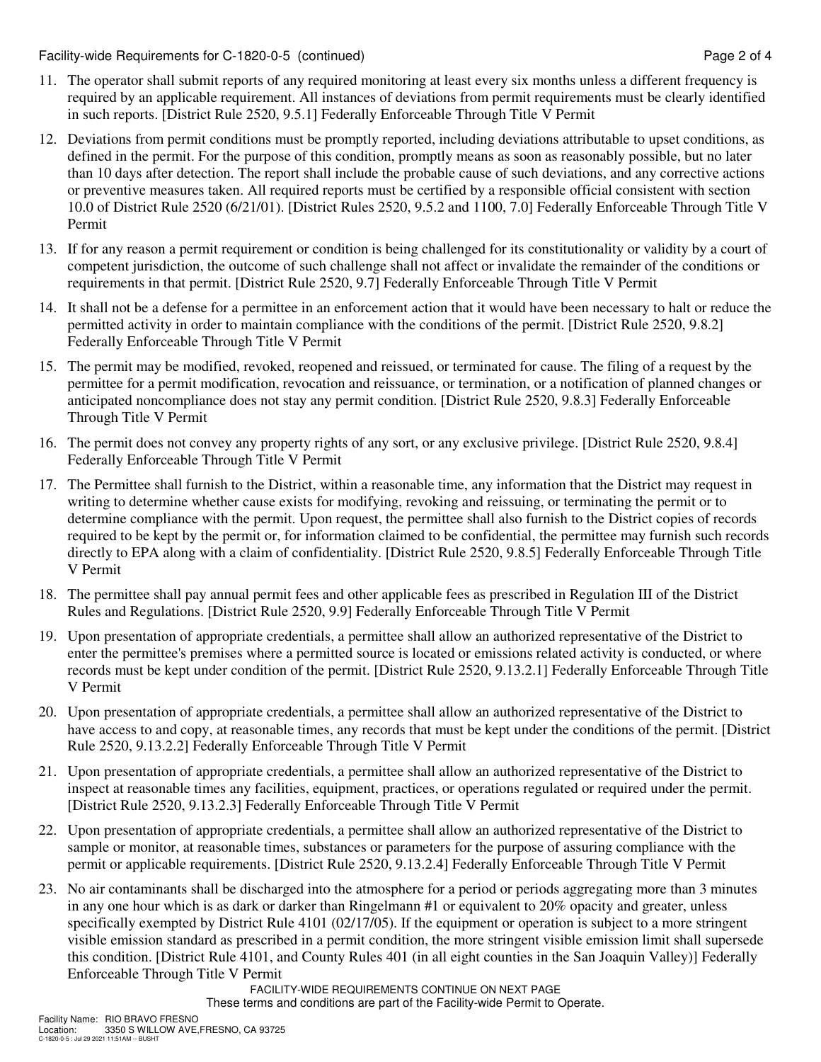11. The operator shall submit reports of any required monitoring at least every six months unless a different frequency is required by an applicable requirement. All instances of deviations from permit requirements must be clearly identified in such reports. [District Rule 2520, 9.5.1] Federally Enforceable Through Title V Permit

12. Deviations from permit conditions must be promptly reported, including deviations attributable to upset conditions, as defined in the permit. For the purpose of this condition, promptly means as soon as reasonably possible, but no later than 10 days after detection. The report shall include the probable cause of such deviations, and any corrective actions or preventive measures taken. All required reports must be certified by a responsible official consistent with section 10.0 of District Rule 2520 (6/21/01). [District Rules 2520, 9.5.2 and 1100, 7.0] Federally Enforceable Through Title V Permit

13. If for any reason a permit requirement or condition is being challenged for its constitutionality or validity by a court of competent jurisdiction, the outcome of such challenge shall not affect or invalidate the remainder of the conditions or requirements in that permit. [District Rule 2520, 9.7] Federally Enforceable Through Title V Permit

14. It shall not be a defense for a permittee in an enforcement action that it would have been necessary to halt or reduce the permitted activity in order to maintain compliance with the conditions of the permit. [District Rule 2520, 9.8.2] Federally Enforceable Through Title V Permit

15. The permit may be modified, revoked, reopened and reissued, or terminated for cause. The filing of a request by the permittee for a permit modification, revocation and reissuance, or termination, or a notification of planned changes or anticipated noncompliance does not stay any permit condition. [District Rule 2520, 9.8.3] Federally Enforceable Through Title V Permit

16. The permit does not convey any property rights of any sort, or any exclusive privilege. [District Rule 2520, 9.8.4] Federally Enforceable Through Title V Permit

17. The Permittee shall furnish to the District, within a reasonable time, any information that the District may request in writing to determine whether cause exists for modifying, revoking and reissuing, or terminating the permit or to determine compliance with the permit. Upon request, the permittee shall also furnish to the District copies of records required to be kept by the permit or, for information claimed to be confidential, the permittee may furnish such records directly to EPA along with a claim of confidentiality. [District Rule 2520, 9.8.5] Federally Enforceable Through Title V Permit

18. The permittee shall pay annual permit fees and other applicable fees as prescribed in Regulation III of the District Rules and Regulations. [District Rule 2520, 9.9] Federally Enforceable Through Title V Permit

19. Upon presentation of appropriate credentials, a permittee shall allow an authorized representative of the District to enter the permittee's premises where a permitted source is located or emissions related activity is conducted, or where records must be kept under condition of the permit. [District Rule 2520, 9.13.2.1] Federally Enforceable Through Title V Permit

20. Upon presentation of appropriate credentials, a permittee shall allow an authorized representative of the District to have access to and copy, at reasonable times, any records that must be kept under the conditions of the permit. [District Rule 2520, 9.13.2.2] Federally Enforceable Through Title V Permit

21. Upon presentation of appropriate credentials, a permittee shall allow an authorized representative of the District to inspect at reasonable times any facilities, equipment, practices, or operations regulated or required under the permit. [District Rule 2520, 9.13.2.3] Federally Enforceable Through Title V Permit

22. Upon presentation of appropriate credentials, a permittee shall allow an authorized representative of the District to sample or monitor, at reasonable times, substances or parameters for the purpose of assuring compliance with the permit or applicable requirements. [District Rule 2520, 9.13.2.4] Federally Enforceable Through Title V Permit

23. No air contaminants shall be discharged into the atmosphere for a period or periods aggregating more than 3 minutes in any one hour which is as dark or darker than Ringelmann #1 or equivalent to 20% opacity and greater, unless specifically exempted by District Rule 4101 (02/17/05). If the equipment or operation is subject to a more stringent visible emission standard as prescribed in a permit condition, the more stringent visible emission limit shall supersede this condition. [District Rule 4101, and County Rules 401 (in all eight counties in the San Joaquin Valley)] Federally Enforceable Through Title V Permit

FACILITY-WIDE REQUIREMENTS CONTINUE ON NEXT PAGE

These terms and conditions are part of the Facility-wide Permit to Operate.

Facility Name: RIO BRAVO FRESNO
Location: 3350 S WILLOW AVE,FRESNO, CA 93725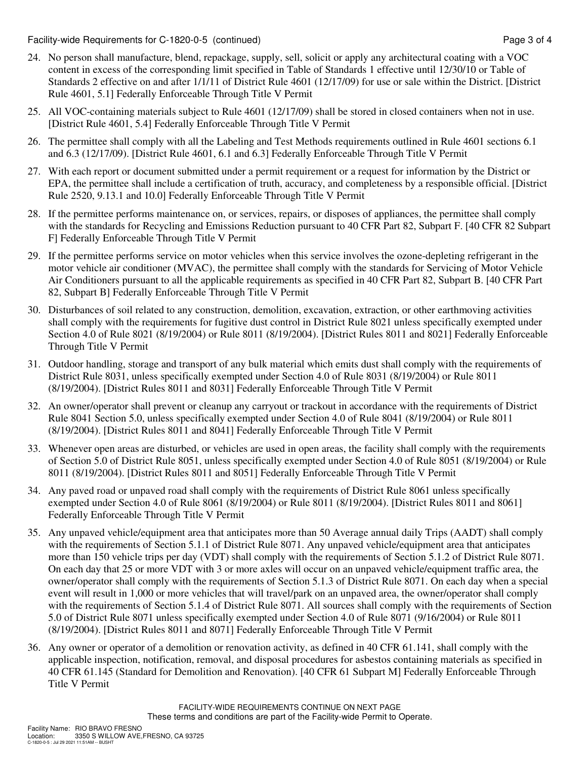24. No person shall manufacture, blend, repackage, supply, sell, solicit or apply any architectural coating with a VOC content in excess of the corresponding limit specified in Table of Standards 1 effective until 12/30/10 or Table of Standards 2 effective on and after 1/1/11 of District Rule 4601 (12/17/09) for use or sale within the District. [District Rule 4601, 5.1] Federally Enforceable Through Title V Permit

25. All VOC-containing materials subject to Rule 4601 (12/17/09) shall be stored in closed containers when not in use. [District Rule 4601, 5.4] Federally Enforceable Through Title V Permit

26. The permittee shall comply with all the Labeling and Test Methods requirements outlined in Rule 4601 sections 6.1 and 6.3 (12/17/09). [District Rule 4601, 6.1 and 6.3] Federally Enforceable Through Title V Permit

27. With each report or document submitted under a permit requirement or a request for information by the District or EPA, the permittee shall include a certification of truth, accuracy, and completeness by a responsible official. [District Rule 2520, 9.13.1 and 10.0] Federally Enforceable Through Title V Permit

28. If the permittee performs maintenance on, or services, repairs, or disposes of appliances, the permittee shall comply with the standards for Recycling and Emissions Reduction pursuant to 40 CFR Part 82, Subpart F. [40 CFR 82 Subpart F] Federally Enforceable Through Title V Permit

29. If the permittee performs service on motor vehicles when this service involves the ozone-depleting refrigerant in the motor vehicle air conditioner (MVAC), the permittee shall comply with the standards for Servicing of Motor Vehicle Air Conditioners pursuant to all the applicable requirements as specified in 40 CFR Part 82, Subpart B. [40 CFR Part 82, Subpart B] Federally Enforceable Through Title V Permit

30. Disturbances of soil related to any construction, demolition, excavation, extraction, or other earthmoving activities shall comply with the requirements for fugitive dust control in District Rule 8021 unless specifically exempted under Section 4.0 of Rule 8021 (8/19/2004) or Rule 8011 (8/19/2004). [District Rules 8011 and 8021] Federally Enforceable Through Title V Permit

31. Outdoor handling, storage and transport of any bulk material which emits dust shall comply with the requirements of District Rule 8031, unless specifically exempted under Section 4.0 of Rule 8031 (8/19/2004) or Rule 8011 (8/19/2004). [District Rules 8011 and 8031] Federally Enforceable Through Title V Permit

32. An owner/operator shall prevent or cleanup any carryout or trackout in accordance with the requirements of District Rule 8041 Section 5.0, unless specifically exempted under Section 4.0 of Rule 8041 (8/19/2004) or Rule 8011 (8/19/2004). [District Rules 8011 and 8041] Federally Enforceable Through Title V Permit

33. Whenever open areas are disturbed, or vehicles are used in open areas, the facility shall comply with the requirements of Section 5.0 of District Rule 8051, unless specifically exempted under Section 4.0 of Rule 8051 (8/19/2004) or Rule 8011 (8/19/2004). [District Rules 8011 and 8051] Federally Enforceable Through Title V Permit

34. Any paved road or unpaved road shall comply with the requirements of District Rule 8061 unless specifically exempted under Section 4.0 of Rule 8061 (8/19/2004) or Rule 8011 (8/19/2004). [District Rules 8011 and 8061] Federally Enforceable Through Title V Permit

35. Any unpaved vehicle/equipment area that anticipates more than 50 Average annual daily Trips (AADT) shall comply with the requirements of Section 5.1.1 of District Rule 8071. Any unpaved vehicle/equipment area that anticipates more than 150 vehicle trips per day (VDT) shall comply with the requirements of Section 5.1.2 of District Rule 8071. On each day that 25 or more VDT with 3 or more axles will occur on an unpaved vehicle/equipment traffic area, the owner/operator shall comply with the requirements of Section 5.1.3 of District Rule 8071. On each day when a special event will result in 1,000 or more vehicles that will travel/park on an unpaved area, the owner/operator shall comply with the requirements of Section 5.1.4 of District Rule 8071. All sources shall comply with the requirements of Section 5.0 of District Rule 8071 unless specifically exempted under Section 4.0 of Rule 8071 (9/16/2004) or Rule 8011 (8/19/2004). [District Rules 8011 and 8071] Federally Enforceable Through Title V Permit

36. Any owner or operator of a demolition or renovation activity, as defined in 40 CFR 61.141, shall comply with the applicable inspection, notification, removal, and disposal procedures for asbestos containing materials as specified in 40 CFR 61.145 (Standard for Demolition and Renovation). [40 CFR 61 Subpart M] Federally Enforceable Through Title V Permit

FACILITY-WIDE REQUIREMENTS CONTINUE ON NEXT PAGE
These terms and conditions are part of the Facility-wide Permit to Operate.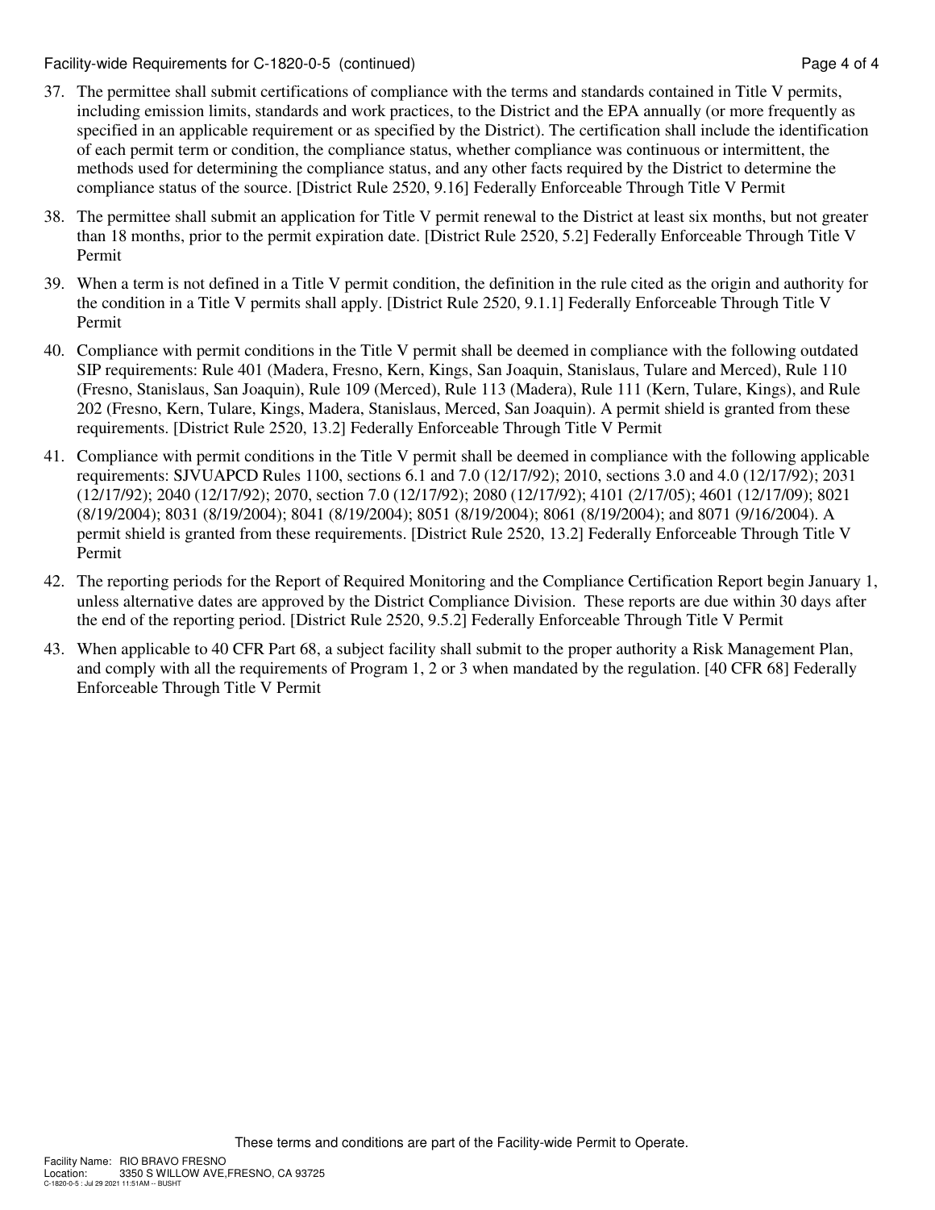37. The permittee shall submit certifications of compliance with the terms and standards contained in Title V permits, including emission limits, standards and work practices, to the District and the EPA annually (or more frequently as specified in an applicable requirement or as specified by the District). The certification shall include the identification of each permit term or condition, the compliance status, whether compliance was continuous or intermittent, the methods used for determining the compliance status, and any other facts required by the District to determine the compliance status of the source. [District Rule 2520, 9.16] Federally Enforceable Through Title V Permit

38. The permittee shall submit an application for Title V permit renewal to the District at least six months, but not greater than 18 months, prior to the permit expiration date. [District Rule 2520, 5.2] Federally Enforceable Through Title V Permit

39. When a term is not defined in a Title V permit condition, the definition in the rule cited as the origin and authority for the condition in a Title V permits shall apply. [District Rule 2520, 9.1.1] Federally Enforceable Through Title V Permit

40. Compliance with permit conditions in the Title V permit shall be deemed in compliance with the following outdated SIP requirements: Rule 401 (Madera, Fresno, Kern, Kings, San Joaquin, Stanislaus, Tulare and Merced), Rule 110 (Fresno, Stanislaus, San Joaquin), Rule 109 (Merced), Rule 113 (Madera), Rule 111 (Kern, Tulare, Kings), and Rule 202 (Fresno, Kern, Tulare, Kings, Madera, Stanislaus, Merced, San Joaquin). A permit shield is granted from these requirements. [District Rule 2520, 13.2] Federally Enforceable Through Title V Permit

41. Compliance with permit conditions in the Title V permit shall be deemed in compliance with the following applicable requirements: SJVUAPCD Rules 1100, sections 6.1 and 7.0 (12/17/92); 2010, sections 3.0 and 4.0 (12/17/92); 2031 (12/17/92); 2040 (12/17/92); 2070, section 7.0 (12/17/92); 2080 (12/17/92); 4101 (2/17/05); 4601 (12/17/09); 8021 (8/19/2004); 8031 (8/19/2004); 8041 (8/19/2004); 8051 (8/19/2004); 8061 (8/19/2004); and 8071 (9/16/2004). A permit shield is granted from these requirements. [District Rule 2520, 13.2] Federally Enforceable Through Title V Permit

42. The reporting periods for the Report of Required Monitoring and the Compliance Certification Report begin January 1, unless alternative dates are approved by the District Compliance Division. These reports are due within 30 days after the end of the reporting period. [District Rule 2520, 9.5.2] Federally Enforceable Through Title V Permit

43. When applicable to 40 CFR Part 68, a subject facility shall submit to the proper authority a Risk Management Plan, and comply with all the requirements of Program 1, 2 or 3 when mandated by the regulation. [40 CFR 68] Federally Enforceable Through Title V Permit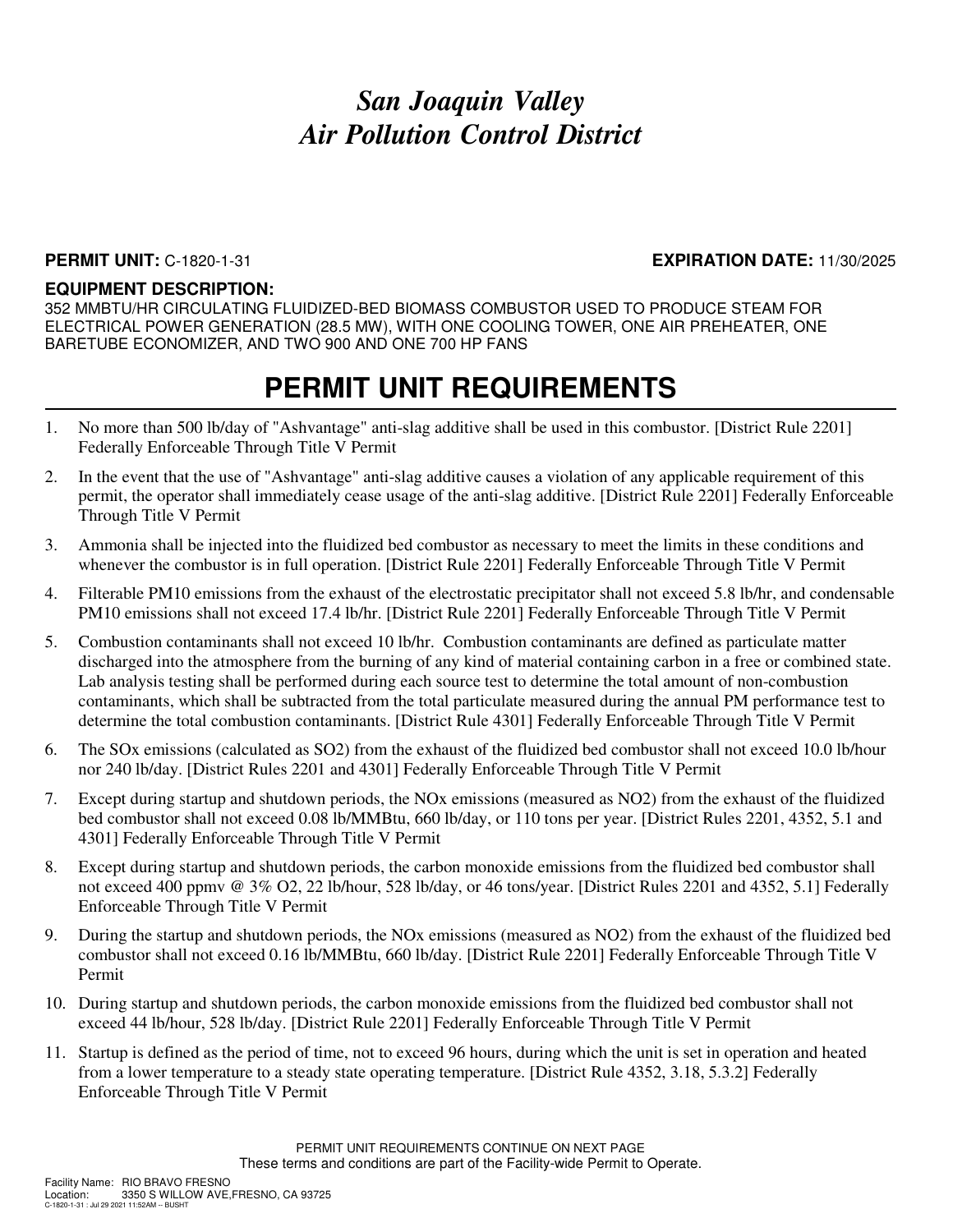# *San Joaquin Valley Air Pollution Control District*

**PERMIT UNIT:** C-1820-1-31 **EXPIRATION DATE:** 11/30/2025

**EQUIPMENT DESCRIPTION:**
352 MMBTU/HR CIRCULATING FLUIDIZED-BED BIOMASS COMBUSTOR USED TO PRODUCE STEAM FOR ELECTRICAL POWER GENERATION (28.5 MW), WITH ONE COOLING TOWER, ONE AIR PREHEATER, ONE BARETUBE ECONOMIZER, AND TWO 900 AND ONE 700 HP FANS

## PERMIT UNIT REQUIREMENTS

1. No more than 500 lb/day of "Ashvantage" anti-slag additive shall be used in this combustor. [District Rule 2201] Federally Enforceable Through Title V Permit
2. In the event that the use of "Ashvantage" anti-slag additive causes a violation of any applicable requirement of this permit, the operator shall immediately cease usage of the anti-slag additive. [District Rule 2201] Federally Enforceable Through Title V Permit
3. Ammonia shall be injected into the fluidized bed combustor as necessary to meet the limits in these conditions and whenever the combustor is in full operation. [District Rule 2201] Federally Enforceable Through Title V Permit
4. Filterable PM10 emissions from the exhaust of the electrostatic precipitator shall not exceed 5.8 lb/hr, and condensable PM10 emissions shall not exceed 17.4 lb/hr. [District Rule 2201] Federally Enforceable Through Title V Permit
5. Combustion contaminants shall not exceed 10 lb/hr. Combustion contaminants are defined as particulate matter discharged into the atmosphere from the burning of any kind of material containing carbon in a free or combined state. Lab analysis testing shall be performed during each source test to determine the total amount of non-combustion contaminants, which shall be subtracted from the total particulate measured during the annual PM performance test to determine the total combustion contaminants. [District Rule 4301] Federally Enforceable Through Title V Permit
6. The SOx emissions (calculated as $SO_2$) from the exhaust of the fluidized bed combustor shall not exceed 10.0 lb/hour nor 240 lb/day. [District Rules 2201 and 4301] Federally Enforceable Through Title V Permit
7. Except during startup and shutdown periods, the NOx emissions (measured as $NO_2$) from the exhaust of the fluidized bed combustor shall not exceed 0.08 lb/MMBtu, 660 lb/day, or 110 tons per year. [District Rules 2201, 4352, 5.1 and 4301] Federally Enforceable Through Title V Permit
8. Except during startup and shutdown periods, the carbon monoxide emissions from the fluidized bed combustor shall not exceed 400 ppmv @ 3% $O_2$, 22 lb/hour, 528 lb/day, or 46 tons/year. [District Rules 2201 and 4352, 5.1] Federally Enforceable Through Title V Permit
9. During the startup and shutdown periods, the NOx emissions (measured as $NO_2$) from the exhaust of the fluidized bed combustor shall not exceed 0.16 lb/MMBtu, 660 lb/day. [District Rule 2201] Federally Enforceable Through Title V Permit
10. During startup and shutdown periods, the carbon monoxide emissions from the fluidized bed combustor shall not exceed 44 lb/hour, 528 lb/day. [District Rule 2201] Federally Enforceable Through Title V Permit
11. Startup is defined as the period of time, not to exceed 96 hours, during which the unit is set in operation and heated from a lower temperature to a steady state operating temperature. [District Rule 4352, 3.18, 5.3.2] Federally Enforceable Through Title V Permit

PERMIT UNIT REQUIREMENTS CONTINUE ON NEXT PAGE
These terms and conditions are part of the Facility-wide Permit to Operate.

Facility Name: RIO BRAVO FRESNO
Location: 3350 S WILLOW AVE,FRESNO, CA 93725
C-1820-1-31 : Jul 29 2021 11:52AM -- BUSHT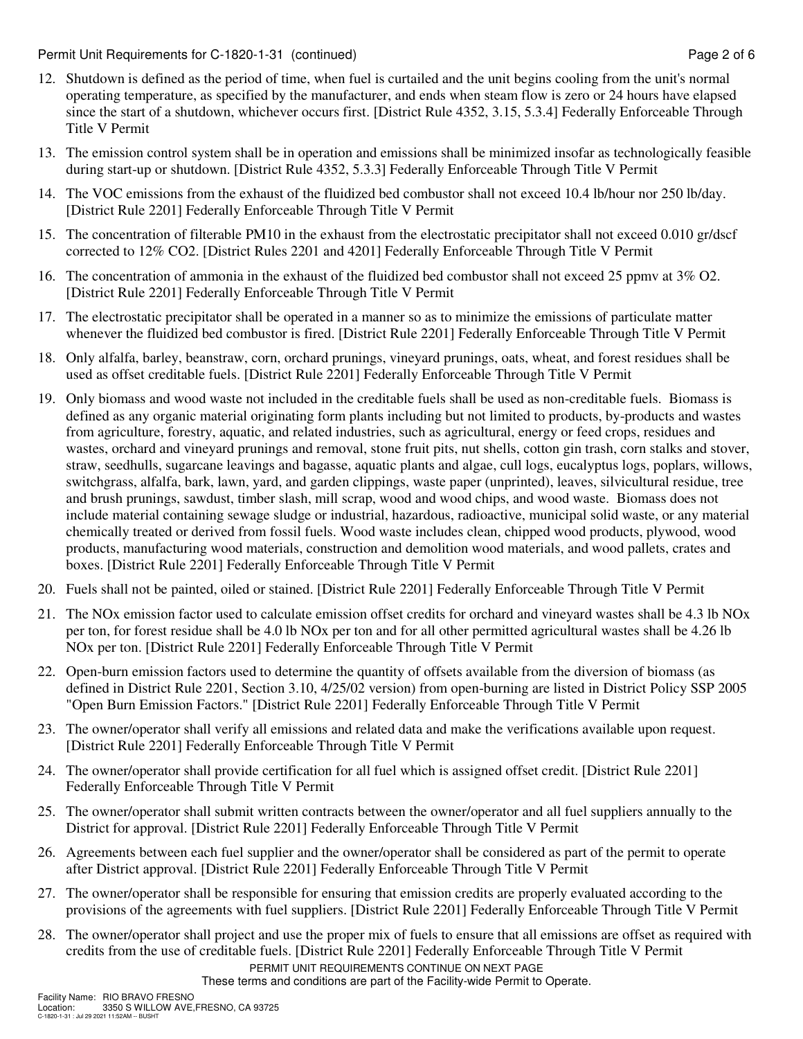12. Shutdown is defined as the period of time, when fuel is curtailed and the unit begins cooling from the unit's normal operating temperature, as specified by the manufacturer, and ends when steam flow is zero or 24 hours have elapsed since the start of a shutdown, whichever occurs first. [District Rule 4352, 3.15, 5.3.4] Federally Enforceable Through Title V Permit

13. The emission control system shall be in operation and emissions shall be minimized insofar as technologically feasible during start-up or shutdown. [District Rule 4352, 5.3.3] Federally Enforceable Through Title V Permit

14. The VOC emissions from the exhaust of the fluidized bed combustor shall not exceed 10.4 lb/hour nor 250 lb/day. [District Rule 2201] Federally Enforceable Through Title V Permit

15. The concentration of filterable PM10 in the exhaust from the electrostatic precipitator shall not exceed 0.010 gr/dscf corrected to 12% $CO_2$. [District Rules 2201 and 4201] Federally Enforceable Through Title V Permit

16. The concentration of ammonia in the exhaust of the fluidized bed combustor shall not exceed 25 ppmv at 3% $O_2$. [District Rule 2201] Federally Enforceable Through Title V Permit

17. The electrostatic precipitator shall be operated in a manner so as to minimize the emissions of particulate matter whenever the fluidized bed combustor is fired. [District Rule 2201] Federally Enforceable Through Title V Permit

18. Only alfalfa, barley, beanstraw, corn, orchard prunings, vineyard prunings, oats, wheat, and forest residues shall be used as offset creditable fuels. [District Rule 2201] Federally Enforceable Through Title V Permit

19. Only biomass and wood waste not included in the creditable fuels shall be used as non-creditable fuels. Biomass is defined as any organic material originating form plants including but not limited to products, by-products and wastes from agriculture, forestry, aquatic, and related industries, such as agricultural, energy or feed crops, residues and wastes, orchard and vineyard prunings and removal, stone fruit pits, nut shells, cotton gin trash, corn stalks and stover, straw, seedhulls, sugarcane leavings and bagasse, aquatic plants and algae, cull logs, eucalyptus logs, poplars, willows, switchgrass, alfalfa, bark, lawn, yard, and garden clippings, waste paper (unprinted), leaves, silvicultural residue, tree and brush prunings, sawdust, timber slash, mill scrap, wood and wood chips, and wood waste. Biomass does not include material containing sewage sludge or industrial, hazardous, radioactive, municipal solid waste, or any material chemically treated or derived from fossil fuels. Wood waste includes clean, chipped wood products, plywood, wood products, manufacturing wood materials, construction and demolition wood materials, and wood pallets, crates and boxes. [District Rule 2201] Federally Enforceable Through Title V Permit

20. Fuels shall not be painted, oiled or stained. [District Rule 2201] Federally Enforceable Through Title V Permit

21. The NOx emission factor used to calculate emission offset credits for orchard and vineyard wastes shall be 4.3 lb NOx per ton, for forest residue shall be 4.0 lb NOx per ton and for all other permitted agricultural wastes shall be 4.26 lb NOx per ton. [District Rule 2201] Federally Enforceable Through Title V Permit

22. Open-burn emission factors used to determine the quantity of offsets available from the diversion of biomass (as defined in District Rule 2201, Section 3.10, 4/25/02 version) from open-burning are listed in District Policy SSP 2005 "Open Burn Emission Factors." [District Rule 2201] Federally Enforceable Through Title V Permit

23. The owner/operator shall verify all emissions and related data and make the verifications available upon request. [District Rule 2201] Federally Enforceable Through Title V Permit

24. The owner/operator shall provide certification for all fuel which is assigned offset credit. [District Rule 2201] Federally Enforceable Through Title V Permit

25. The owner/operator shall submit written contracts between the owner/operator and all fuel suppliers annually to the District for approval. [District Rule 2201] Federally Enforceable Through Title V Permit

26. Agreements between each fuel supplier and the owner/operator shall be considered as part of the permit to operate after District approval. [District Rule 2201] Federally Enforceable Through Title V Permit

27. The owner/operator shall be responsible for ensuring that emission credits are properly evaluated according to the provisions of the agreements with fuel suppliers. [District Rule 2201] Federally Enforceable Through Title V Permit

28. The owner/operator shall project and use the proper mix of fuels to ensure that all emissions are offset as required with credits from the use of creditable fuels. [District Rule 2201] Federally Enforceable Through Title V Permit

PERMIT UNIT REQUIREMENTS CONTINUE ON NEXT PAGE

These terms and conditions are part of the Facility-wide Permit to Operate.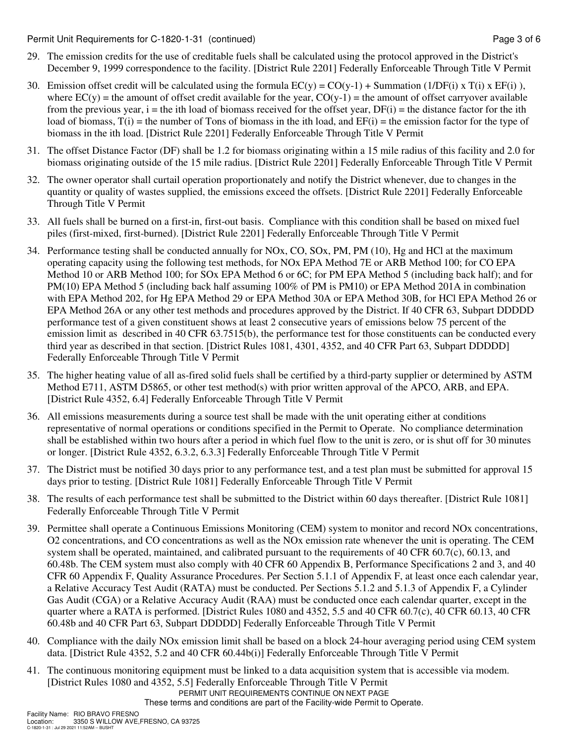29. The emission credits for the use of creditable fuels shall be calculated using the protocol approved in the District's December 9, 1999 correspondence to the facility. [District Rule 2201] Federally Enforceable Through Title V Permit

30. Emission offset credit will be calculated using the formula $EC(y) = CO(y-1) + \text{Summation}(1/DF(i) \times T(i) \times EF(i))$, where $EC(y)$ = the amount of offset credit available for the year, $CO(y-1)$ = the amount of offset carryover available from the previous year, $i$ = the ith load of biomass received for the offset year, $DF(i)$ = the distance factor for the ith load of biomass, $T(i)$ = the number of Tons of biomass in the ith load, and $EF(i)$ = the emission factor for the type of biomass in the ith load. [District Rule 2201] Federally Enforceable Through Title V Permit

31. The offset Distance Factor (DF) shall be 1.2 for biomass originating within a 15 mile radius of this facility and 2.0 for biomass originating outside of the 15 mile radius. [District Rule 2201] Federally Enforceable Through Title V Permit

32. The owner operator shall curtail operation proportionately and notify the District whenever, due to changes in the quantity or quality of wastes supplied, the emissions exceed the offsets. [District Rule 2201] Federally Enforceable Through Title V Permit

33. All fuels shall be burned on a first-in, first-out basis. Compliance with this condition shall be based on mixed fuel piles (first-mixed, first-burned). [District Rule 2201] Federally Enforceable Through Title V Permit

34. Performance testing shall be conducted annually for NOx, CO, SOx, PM, PM (10), Hg and HCl at the maximum operating capacity using the following test methods, for NOx EPA Method 7E or ARB Method 100; for CO EPA Method 10 or ARB Method 100; for SOx EPA Method 6 or 6C; for PM EPA Method 5 (including back half); and for PM(10) EPA Method 5 (including back half assuming 100% of PM is PM10) or EPA Method 201A in combination with EPA Method 202, for Hg EPA Method 29 or EPA Method 30A or EPA Method 30B, for HCl EPA Method 26 or EPA Method 26A or any other test methods and procedures approved by the District. If 40 CFR 63, Subpart DDDDD performance test of a given constituent shows at least 2 consecutive years of emissions below 75 percent of the emission limit as described in 40 CFR 63.7515(b), the performance test for those constituents can be conducted every third year as described in that section. [District Rules 1081, 4301, 4352, and 40 CFR Part 63, Subpart DDDDD] Federally Enforceable Through Title V Permit

35. The higher heating value of all as-fired solid fuels shall be certified by a third-party supplier or determined by ASTM Method E711, ASTM D5865, or other test method(s) with prior written approval of the APCO, ARB, and EPA. [District Rule 4352, 6.4] Federally Enforceable Through Title V Permit

36. All emissions measurements during a source test shall be made with the unit operating either at conditions representative of normal operations or conditions specified in the Permit to Operate. No compliance determination shall be established within two hours after a period in which fuel flow to the unit is zero, or is shut off for 30 minutes or longer. [District Rule 4352, 6.3.2, 6.3.3] Federally Enforceable Through Title V Permit

37. The District must be notified 30 days prior to any performance test, and a test plan must be submitted for approval 15 days prior to testing. [District Rule 1081] Federally Enforceable Through Title V Permit

38. The results of each performance test shall be submitted to the District within 60 days thereafter. [District Rule 1081] Federally Enforceable Through Title V Permit

39. Permittee shall operate a Continuous Emissions Monitoring (CEM) system to monitor and record NOx concentrations, O2 concentrations, and CO concentrations as well as the NOx emission rate whenever the unit is operating. The CEM system shall be operated, maintained, and calibrated pursuant to the requirements of 40 CFR 60.7(c), 60.13, and 60.48b. The CEM system must also comply with 40 CFR 60 Appendix B, Performance Specifications 2 and 3, and 40 CFR 60 Appendix F, Quality Assurance Procedures. Per Section 5.1.1 of Appendix F, at least once each calendar year, a Relative Accuracy Test Audit (RATA) must be conducted. Per Sections 5.1.2 and 5.1.3 of Appendix F, a Cylinder Gas Audit (CGA) or a Relative Accuracy Audit (RAA) must be conducted once each calendar quarter, except in the quarter where a RATA is performed. [District Rules 1080 and 4352, 5.5 and 40 CFR 60.7(c), 40 CFR 60.13, 40 CFR 60.48b and 40 CFR Part 63, Subpart DDDDD] Federally Enforceable Through Title V Permit

40. Compliance with the daily NOx emission limit shall be based on a block 24-hour averaging period using CEM system data. [District Rule 4352, 5.2 and 40 CFR 60.44b(i)] Federally Enforceable Through Title V Permit

41. The continuous monitoring equipment must be linked to a data acquisition system that is accessible via modem. [District Rules 1080 and 4352, 5.5] Federally Enforceable Through Title V Permit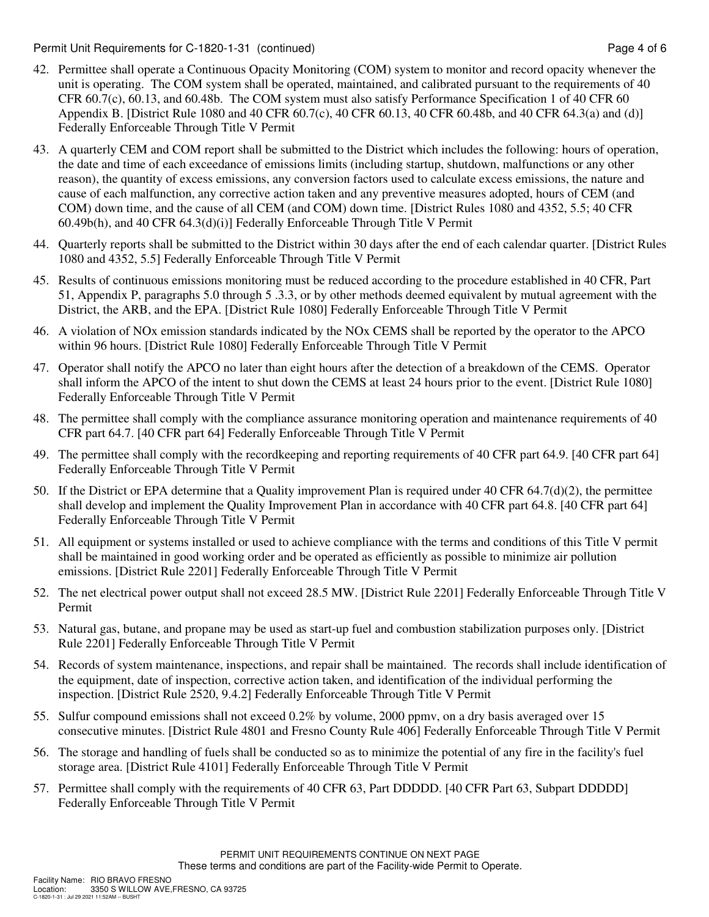42. Permittee shall operate a Continuous Opacity Monitoring (COM) system to monitor and record opacity whenever the unit is operating. The COM system shall be operated, maintained, and calibrated pursuant to the requirements of 40 CFR 60.7(c), 60.13, and 60.48b. The COM system must also satisfy Performance Specification 1 of 40 CFR 60 Appendix B. [District Rule 1080 and 40 CFR 60.7(c), 40 CFR 60.13, 40 CFR 60.48b, and 40 CFR 64.3(a) and (d)] Federally Enforceable Through Title V Permit

43. A quarterly CEM and COM report shall be submitted to the District which includes the following: hours of operation, the date and time of each exceedance of emissions limits (including startup, shutdown, malfunctions or any other reason), the quantity of excess emissions, any conversion factors used to calculate excess emissions, the nature and cause of each malfunction, any corrective action taken and any preventive measures adopted, hours of CEM (and COM) down time, and the cause of all CEM (and COM) down time. [District Rules 1080 and 4352, 5.5; 40 CFR 60.49b(h), and 40 CFR 64.3(d)(i)] Federally Enforceable Through Title V Permit

44. Quarterly reports shall be submitted to the District within 30 days after the end of each calendar quarter. [District Rules 1080 and 4352, 5.5] Federally Enforceable Through Title V Permit

45. Results of continuous emissions monitoring must be reduced according to the procedure established in 40 CFR, Part 51, Appendix P, paragraphs 5.0 through 5 .3.3, or by other methods deemed equivalent by mutual agreement with the District, the ARB, and the EPA. [District Rule 1080] Federally Enforceable Through Title V Permit

46. A violation of NOx emission standards indicated by the NOx CEMS shall be reported by the operator to the APCO within 96 hours. [District Rule 1080] Federally Enforceable Through Title V Permit

47. Operator shall notify the APCO no later than eight hours after the detection of a breakdown of the CEMS. Operator shall inform the APCO of the intent to shut down the CEMS at least 24 hours prior to the event. [District Rule 1080] Federally Enforceable Through Title V Permit

48. The permittee shall comply with the compliance assurance monitoring operation and maintenance requirements of 40 CFR part 64.7. [40 CFR part 64] Federally Enforceable Through Title V Permit

49. The permittee shall comply with the recordkeeping and reporting requirements of 40 CFR part 64.9. [40 CFR part 64] Federally Enforceable Through Title V Permit

50. If the District or EPA determine that a Quality improvement Plan is required under 40 CFR 64.7(d)(2), the permittee shall develop and implement the Quality Improvement Plan in accordance with 40 CFR part 64.8. [40 CFR part 64] Federally Enforceable Through Title V Permit

51. All equipment or systems installed or used to achieve compliance with the terms and conditions of this Title V permit shall be maintained in good working order and be operated as efficiently as possible to minimize air pollution emissions. [District Rule 2201] Federally Enforceable Through Title V Permit

52. The net electrical power output shall not exceed 28.5 MW. [District Rule 2201] Federally Enforceable Through Title V Permit

53. Natural gas, butane, and propane may be used as start-up fuel and combustion stabilization purposes only. [District Rule 2201] Federally Enforceable Through Title V Permit

54. Records of system maintenance, inspections, and repair shall be maintained. The records shall include identification of the equipment, date of inspection, corrective action taken, and identification of the individual performing the inspection. [District Rule 2520, 9.4.2] Federally Enforceable Through Title V Permit

55. Sulfur compound emissions shall not exceed 0.2% by volume, 2000 ppmv, on a dry basis averaged over 15 consecutive minutes. [District Rule 4801 and Fresno County Rule 406] Federally Enforceable Through Title V Permit

56. The storage and handling of fuels shall be conducted so as to minimize the potential of any fire in the facility's fuel storage area. [District Rule 4101] Federally Enforceable Through Title V Permit

57. Permittee shall comply with the requirements of 40 CFR 63, Part DDDDD. [40 CFR Part 63, Subpart DDDDD] Federally Enforceable Through Title V Permit

PERMIT UNIT REQUIREMENTS CONTINUE ON NEXT PAGE
These terms and conditions are part of the Facility-wide Permit to Operate.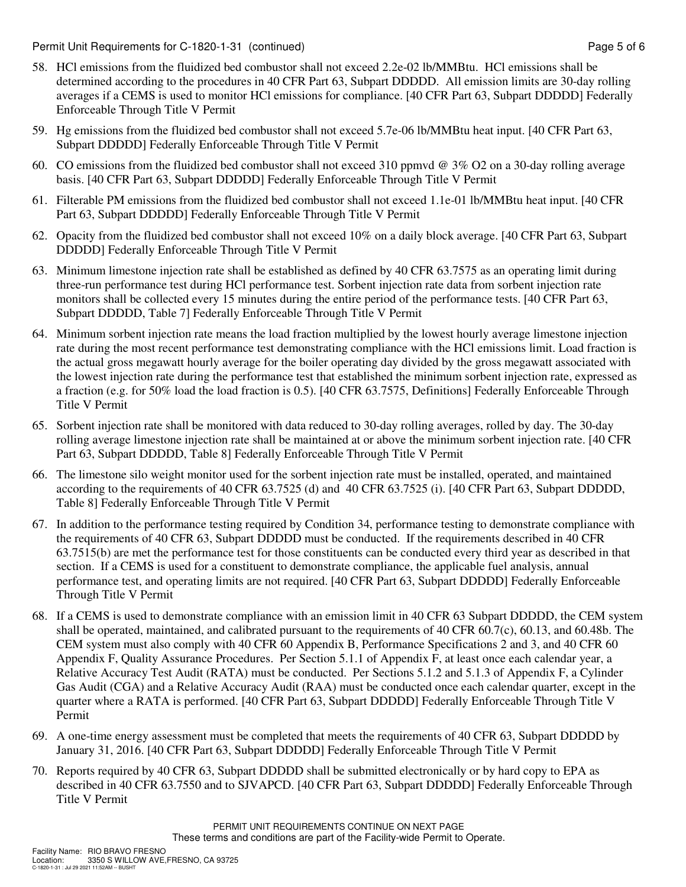58. HCl emissions from the fluidized bed combustor shall not exceed 2.2e-02 lb/MMBtu. HCl emissions shall be determined according to the procedures in 40 CFR Part 63, Subpart DDDDD. All emission limits are 30-day rolling averages if a CEMS is used to monitor HCl emissions for compliance. [40 CFR Part 63, Subpart DDDDD] Federally Enforceable Through Title V Permit

59. Hg emissions from the fluidized bed combustor shall not exceed 5.7e-06 lb/MMBtu heat input. [40 CFR Part 63, Subpart DDDDD] Federally Enforceable Through Title V Permit

60. CO emissions from the fluidized bed combustor shall not exceed 310 ppmvd @ 3% O2 on a 30-day rolling average basis. [40 CFR Part 63, Subpart DDDDD] Federally Enforceable Through Title V Permit

61. Filterable PM emissions from the fluidized bed combustor shall not exceed 1.1e-01 lb/MMBtu heat input. [40 CFR Part 63, Subpart DDDDD] Federally Enforceable Through Title V Permit

62. Opacity from the fluidized bed combustor shall not exceed 10% on a daily block average. [40 CFR Part 63, Subpart DDDDD] Federally Enforceable Through Title V Permit

63. Minimum limestone injection rate shall be established as defined by 40 CFR 63.7575 as an operating limit during three-run performance test during HCl performance test. Sorbent injection rate data from sorbent injection rate monitors shall be collected every 15 minutes during the entire period of the performance tests. [40 CFR Part 63, Subpart DDDDD, Table 7] Federally Enforceable Through Title V Permit

64. Minimum sorbent injection rate means the load fraction multiplied by the lowest hourly average limestone injection rate during the most recent performance test demonstrating compliance with the HCl emissions limit. Load fraction is the actual gross megawatt hourly average for the boiler operating day divided by the gross megawatt associated with the lowest injection rate during the performance test that established the minimum sorbent injection rate, expressed as a fraction (e.g. for 50% load the load fraction is 0.5). [40 CFR 63.7575, Definitions] Federally Enforceable Through Title V Permit

65. Sorbent injection rate shall be monitored with data reduced to 30-day rolling averages, rolled by day. The 30-day rolling average limestone injection rate shall be maintained at or above the minimum sorbent injection rate. [40 CFR Part 63, Subpart DDDDD, Table 8] Federally Enforceable Through Title V Permit

66. The limestone silo weight monitor used for the sorbent injection rate must be installed, operated, and maintained according to the requirements of 40 CFR 63.7525 (d) and 40 CFR 63.7525 (i). [40 CFR Part 63, Subpart DDDDD, Table 8] Federally Enforceable Through Title V Permit

67. In addition to the performance testing required by Condition 34, performance testing to demonstrate compliance with the requirements of 40 CFR 63, Subpart DDDDD must be conducted. If the requirements described in 40 CFR 63.7515(b) are met the performance test for those constituents can be conducted every third year as described in that section. If a CEMS is used for a constituent to demonstrate compliance, the applicable fuel analysis, annual performance test, and operating limits are not required. [40 CFR Part 63, Subpart DDDDD] Federally Enforceable Through Title V Permit

68. If a CEMS is used to demonstrate compliance with an emission limit in 40 CFR 63 Subpart DDDDD, the CEM system shall be operated, maintained, and calibrated pursuant to the requirements of 40 CFR 60.7(c), 60.13, and 60.48b. The CEM system must also comply with 40 CFR 60 Appendix B, Performance Specifications 2 and 3, and 40 CFR 60 Appendix F, Quality Assurance Procedures. Per Section 5.1.1 of Appendix F, at least once each calendar year, a Relative Accuracy Test Audit (RATA) must be conducted. Per Sections 5.1.2 and 5.1.3 of Appendix F, a Cylinder Gas Audit (CGA) and a Relative Accuracy Audit (RAA) must be conducted once each calendar quarter, except in the quarter where a RATA is performed. [40 CFR Part 63, Subpart DDDDD] Federally Enforceable Through Title V Permit

69. A one-time energy assessment must be completed that meets the requirements of 40 CFR 63, Subpart DDDDD by January 31, 2016. [40 CFR Part 63, Subpart DDDDD] Federally Enforceable Through Title V Permit

70. Reports required by 40 CFR 63, Subpart DDDDD shall be submitted electronically or by hard copy to EPA as described in 40 CFR 63.7550 and to SJVAPCD. [40 CFR Part 63, Subpart DDDDD] Federally Enforceable Through Title V Permit

PERMIT UNIT REQUIREMENTS CONTINUE ON NEXT PAGE
These terms and conditions are part of the Facility-wide Permit to Operate.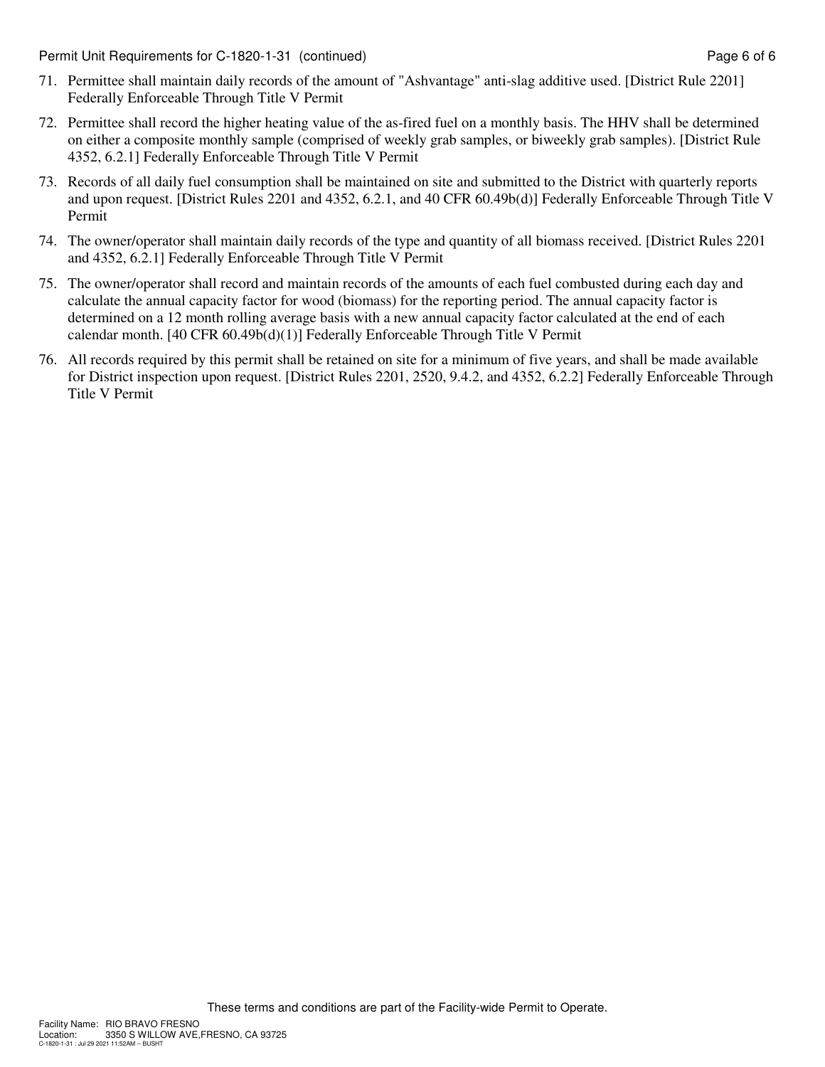71. Permittee shall maintain daily records of the amount of "Ashvantage" anti-slag additive used. [District Rule 2201] Federally Enforceable Through Title V Permit

72. Permittee shall record the higher heating value of the as-fired fuel on a monthly basis. The HHV shall be determined on either a composite monthly sample (comprised of weekly grab samples, or biweekly grab samples). [District Rule 4352, 6.2.1] Federally Enforceable Through Title V Permit

73. Records of all daily fuel consumption shall be maintained on site and submitted to the District with quarterly reports and upon request. [District Rules 2201 and 4352, 6.2.1, and 40 CFR 60.49b(d)] Federally Enforceable Through Title V Permit

74. The owner/operator shall maintain daily records of the type and quantity of all biomass received. [District Rules 2201 and 4352, 6.2.1] Federally Enforceable Through Title V Permit

75. The owner/operator shall record and maintain records of the amounts of each fuel combusted during each day and calculate the annual capacity factor for wood (biomass) for the reporting period. The annual capacity factor is determined on a 12 month rolling average basis with a new annual capacity factor calculated at the end of each calendar month. [40 CFR 60.49b(d)(1)] Federally Enforceable Through Title V Permit

76. All records required by this permit shall be retained on site for a minimum of five years, and shall be made available for District inspection upon request. [District Rules 2201, 2520, 9.4.2, and 4352, 6.2.2] Federally Enforceable Through Title V Permit

These terms and conditions are part of the Facility-wide Permit to Operate.

Facility Name: RIO BRAVO FRESNO
Location: 3350 S WILLOW AVE,FRESNO, CA 93725
C-1820-1-31 : Jul 29 2021 11:52AM -- BUSHT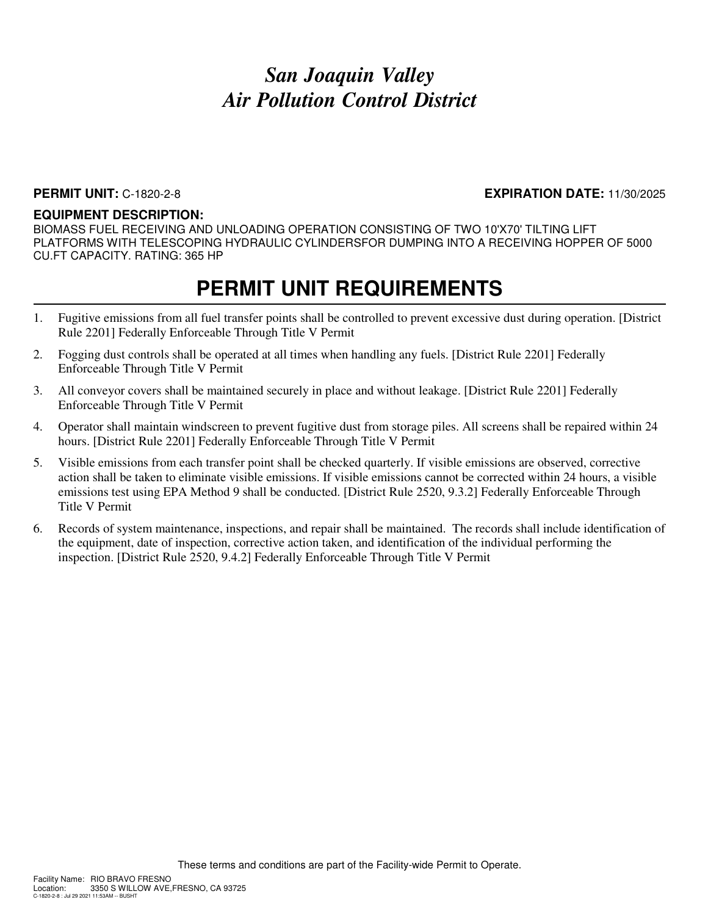# *San Joaquin Valley*
# *Air Pollution Control District*

**PERMIT UNIT:** C-1820-2-8 **EXPIRATION DATE:** 11/30/2025

**EQUIPMENT DESCRIPTION:**

BIOMASS FUEL RECEIVING AND UNLOADING OPERATION CONSISTING OF TWO 10'X70' TILTING LIFT PLATFORMS WITH TELESCOPING HYDRAULIC CYLINDERSFOR DUMPING INTO A RECEIVING HOPPER OF 5000 CU.FT CAPACITY. RATING: 365 HP

## PERMIT UNIT REQUIREMENTS

1. Fugitive emissions from all fuel transfer points shall be controlled to prevent excessive dust during operation. [District Rule 2201] Federally Enforceable Through Title V Permit
2. Fogging dust controls shall be operated at all times when handling any fuels. [District Rule 2201] Federally Enforceable Through Title V Permit
3. All conveyor covers shall be maintained securely in place and without leakage. [District Rule 2201] Federally Enforceable Through Title V Permit
4. Operator shall maintain windscreen to prevent fugitive dust from storage piles. All screens shall be repaired within 24 hours. [District Rule 2201] Federally Enforceable Through Title V Permit
5. Visible emissions from each transfer point shall be checked quarterly. If visible emissions are observed, corrective action shall be taken to eliminate visible emissions. If visible emissions cannot be corrected within 24 hours, a visible emissions test using EPA Method 9 shall be conducted. [District Rule 2520, 9.3.2] Federally Enforceable Through Title V Permit
6. Records of system maintenance, inspections, and repair shall be maintained. The records shall include identification of the equipment, date of inspection, corrective action taken, and identification of the individual performing the inspection. [District Rule 2520, 9.4.2] Federally Enforceable Through Title V Permit

These terms and conditions are part of the Facility-wide Permit to Operate.

Facility Name: RIO BRAVO FRESNO
Location: 3350 S WILLOW AVE,FRESNO, CA 93725
C-1820-2-8 : Jul 29 2021 11:53AM -- BUSHT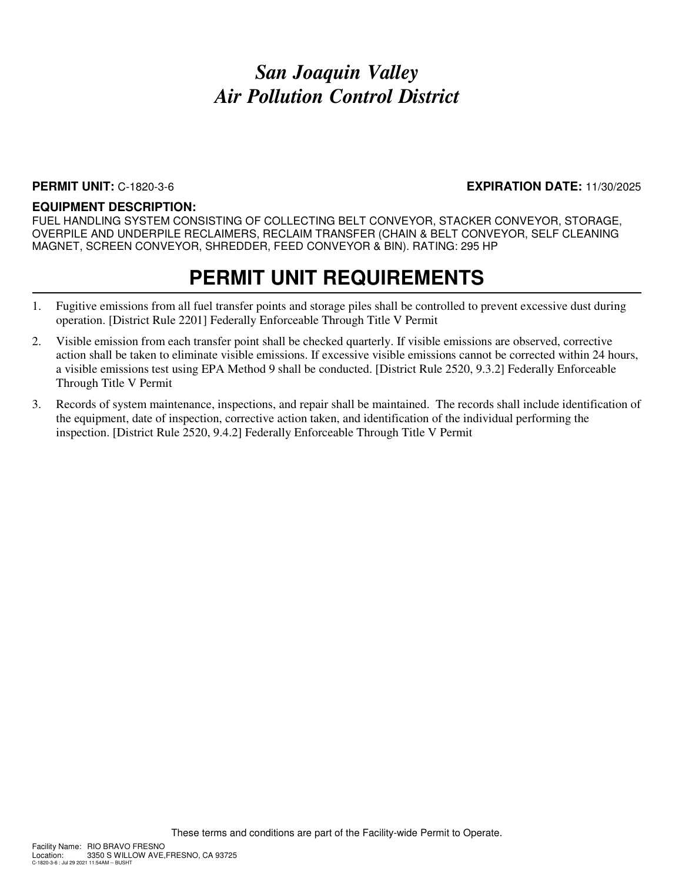# *San Joaquin Valley Air Pollution Control District*

**PERMIT UNIT:** C-1820-3-6 **EXPIRATION DATE:** 11/30/2025

**EQUIPMENT DESCRIPTION:**
FUEL HANDLING SYSTEM CONSISTING OF COLLECTING BELT CONVEYOR, STACKER CONVEYOR, STORAGE, OVERPILE AND UNDERPILE RECLAIMERS, RECLAIM TRANSFER (CHAIN & BELT CONVEYOR, SELF CLEANING MAGNET, SCREEN CONVEYOR, SHREDDER, FEED CONVEYOR & BIN). RATING: 295 HP

## PERMIT UNIT REQUIREMENTS

1. Fugitive emissions from all fuel transfer points and storage piles shall be controlled to prevent excessive dust during operation. [District Rule 2201] Federally Enforceable Through Title V Permit
2. Visible emission from each transfer point shall be checked quarterly. If visible emissions are observed, corrective action shall be taken to eliminate visible emissions. If excessive visible emissions cannot be corrected within 24 hours, a visible emissions test using EPA Method 9 shall be conducted. [District Rule 2520, 9.3.2] Federally Enforceable Through Title V Permit
3. Records of system maintenance, inspections, and repair shall be maintained. The records shall include identification of the equipment, date of inspection, corrective action taken, and identification of the individual performing the inspection. [District Rule 2520, 9.4.2] Federally Enforceable Through Title V Permit

These terms and conditions are part of the Facility-wide Permit to Operate.

Facility Name: RIO BRAVO FRESNO
Location: 3350 S WILLOW AVE,FRESNO, CA 93725
C-1820-3-6 : Jul 29 2021 11:54AM -- BUSHT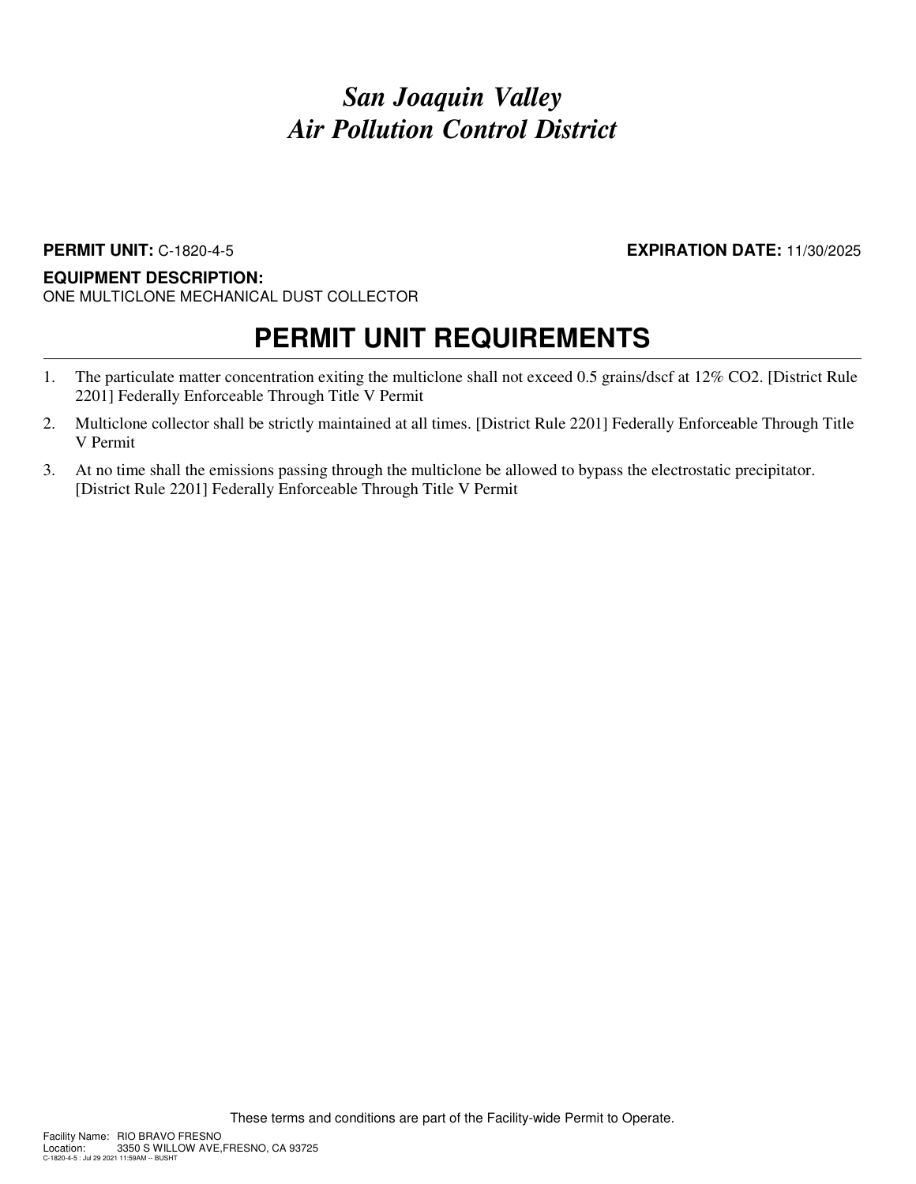# *San Joaquin Valley*
# *Air Pollution Control District*

**PERMIT UNIT:** C-1820-4-5 **EXPIRATION DATE:** 11/30/2025

**EQUIPMENT DESCRIPTION:**
ONE MULTICLONE MECHANICAL DUST COLLECTOR

## PERMIT UNIT REQUIREMENTS

1. The particulate matter concentration exiting the multiclone shall not exceed 0.5 grains/dscf at 12% $CO_2$. [District Rule 2201] Federally Enforceable Through Title V Permit
2. Multiclone collector shall be strictly maintained at all times. [District Rule 2201] Federally Enforceable Through Title V Permit
3. At no time shall the emissions passing through the multiclone be allowed to bypass the electrostatic precipitator. [District Rule 2201] Federally Enforceable Through Title V Permit

These terms and conditions are part of the Facility-wide Permit to Operate.

Facility Name: RIO BRAVO FRESNO
Location: 3350 S WILLOW AVE,FRESNO, CA 93725
C-1820-4-5 : Jul 29 2021 11:59AM -- BUSHT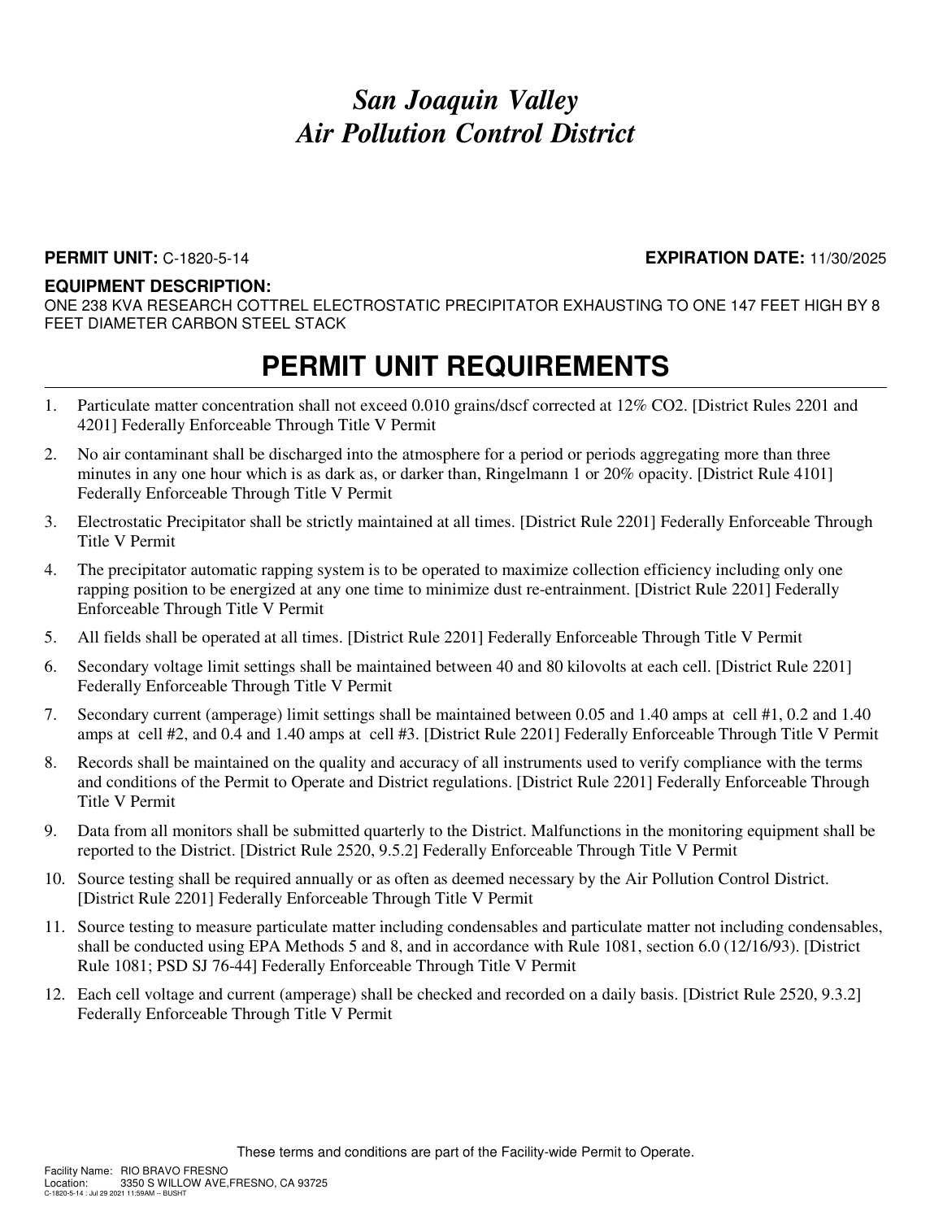# *San Joaquin Valley Air Pollution Control District*

**PERMIT UNIT:** C-1820-5-14 **EXPIRATION DATE:** 11/30/2025

**EQUIPMENT DESCRIPTION:**
ONE 238 KVA RESEARCH COTTREL ELECTROSTATIC PRECIPITATOR EXHAUSTING TO ONE 147 FEET HIGH BY 8 FEET DIAMETER CARBON STEEL STACK

## PERMIT UNIT REQUIREMENTS

1. Particulate matter concentration shall not exceed 0.010 grains/dscf corrected at 12% $CO_2$. [District Rules 2201 and 4201] Federally Enforceable Through Title V Permit
2. No air contaminant shall be discharged into the atmosphere for a period or periods aggregating more than three minutes in any one hour which is as dark as, or darker than, Ringelmann 1 or 20% opacity. [District Rule 4101] Federally Enforceable Through Title V Permit
3. Electrostatic Precipitator shall be strictly maintained at all times. [District Rule 2201] Federally Enforceable Through Title V Permit
4. The precipitator automatic rapping system is to be operated to maximize collection efficiency including only one rapping position to be energized at any one time to minimize dust re-entrainment. [District Rule 2201] Federally Enforceable Through Title V Permit
5. All fields shall be operated at all times. [District Rule 2201] Federally Enforceable Through Title V Permit
6. Secondary voltage limit settings shall be maintained between 40 and 80 kilovolts at each cell. [District Rule 2201] Federally Enforceable Through Title V Permit
7. Secondary current (amperage) limit settings shall be maintained between 0.05 and 1.40 amps at cell #1, 0.2 and 1.40 amps at cell #2, and 0.4 and 1.40 amps at cell #3. [District Rule 2201] Federally Enforceable Through Title V Permit
8. Records shall be maintained on the quality and accuracy of all instruments used to verify compliance with the terms and conditions of the Permit to Operate and District regulations. [District Rule 2201] Federally Enforceable Through Title V Permit
9. Data from all monitors shall be submitted quarterly to the District. Malfunctions in the monitoring equipment shall be reported to the District. [District Rule 2520, 9.5.2] Federally Enforceable Through Title V Permit
10. Source testing shall be required annually or as often as deemed necessary by the Air Pollution Control District. [District Rule 2201] Federally Enforceable Through Title V Permit
11. Source testing to measure particulate matter including condensables and particulate matter not including condensables, shall be conducted using EPA Methods 5 and 8, and in accordance with Rule 1081, section 6.0 (12/16/93). [District Rule 1081; PSD SJ 76-44] Federally Enforceable Through Title V Permit
12. Each cell voltage and current (amperage) shall be checked and recorded on a daily basis. [District Rule 2520, 9.3.2] Federally Enforceable Through Title V Permit

These terms and conditions are part of the Facility-wide Permit to Operate.

Facility Name: RIO BRAVO FRESNO
Location: 3350 S WILLOW AVE,FRESNO, CA 93725
C-1820-5-14 : Jul 29 2021 11:59AM -- BUSHT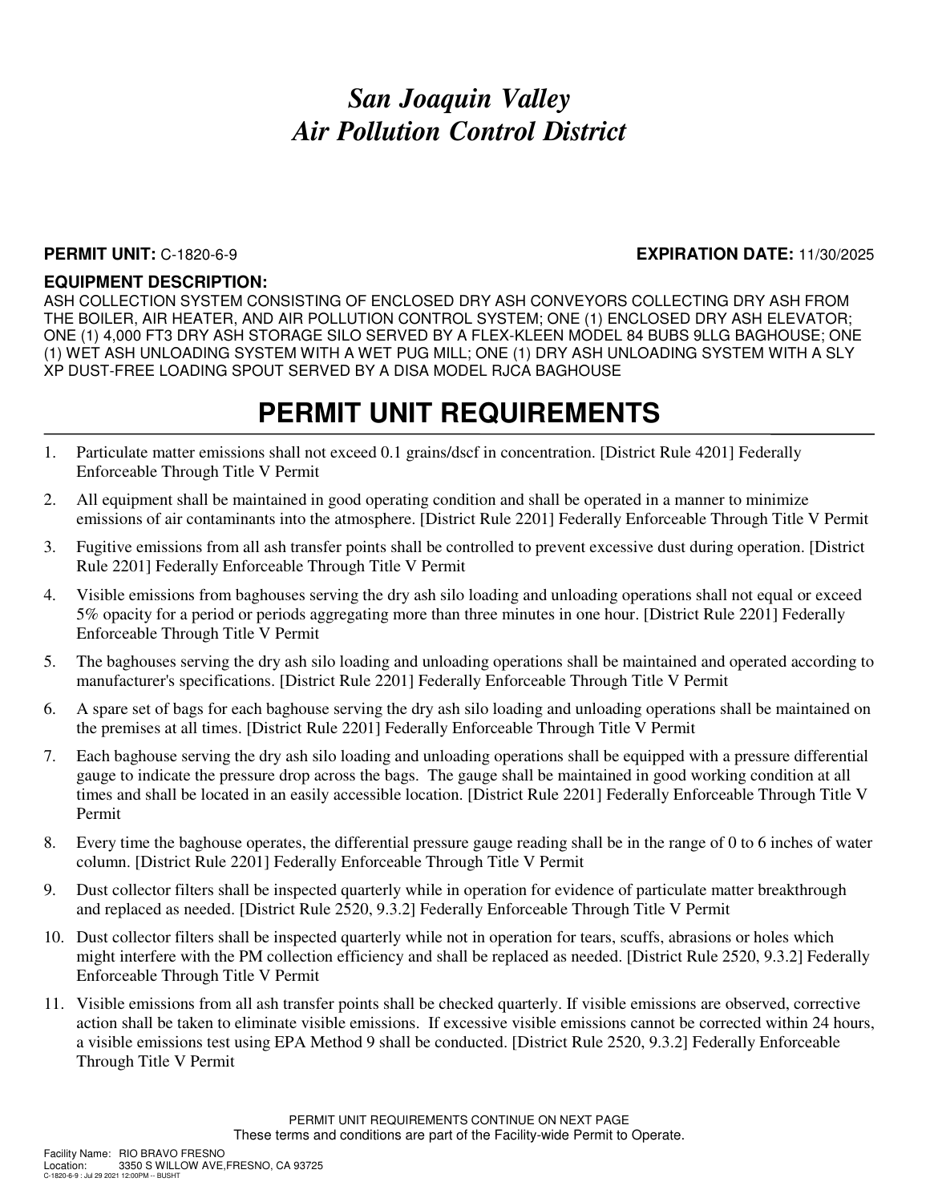# San Joaquin Valley
# Air Pollution Control District

**PERMIT UNIT:** C-1820-6-9 **EXPIRATION DATE:** 11/30/2025

**EQUIPMENT DESCRIPTION:**
ASH COLLECTION SYSTEM CONSISTING OF ENCLOSED DRY ASH CONVEYORS COLLECTING DRY ASH FROM THE BOILER, AIR HEATER, AND AIR POLLUTION CONTROL SYSTEM; ONE (1) ENCLOSED DRY ASH ELEVATOR; ONE (1) 4,000 FT3 DRY ASH STORAGE SILO SERVED BY A FLEX-KLEEN MODEL 84 BUBS 9LLG BAGHOUSE; ONE (1) WET ASH UNLOADING SYSTEM WITH A WET PUG MILL; ONE (1) DRY ASH UNLOADING SYSTEM WITH A SLY XP DUST-FREE LOADING SPOUT SERVED BY A DISA MODEL RJCA BAGHOUSE

## PERMIT UNIT REQUIREMENTS

1. Particulate matter emissions shall not exceed 0.1 grains/dscf in concentration. [District Rule 4201] Federally Enforceable Through Title V Permit
2. All equipment shall be maintained in good operating condition and shall be operated in a manner to minimize emissions of air contaminants into the atmosphere. [District Rule 2201] Federally Enforceable Through Title V Permit
3. Fugitive emissions from all ash transfer points shall be controlled to prevent excessive dust during operation. [District Rule 2201] Federally Enforceable Through Title V Permit
4. Visible emissions from baghouses serving the dry ash silo loading and unloading operations shall not equal or exceed 5% opacity for a period or periods aggregating more than three minutes in one hour. [District Rule 2201] Federally Enforceable Through Title V Permit
5. The baghouses serving the dry ash silo loading and unloading operations shall be maintained and operated according to manufacturer's specifications. [District Rule 2201] Federally Enforceable Through Title V Permit
6. A spare set of bags for each baghouse serving the dry ash silo loading and unloading operations shall be maintained on the premises at all times. [District Rule 2201] Federally Enforceable Through Title V Permit
7. Each baghouse serving the dry ash silo loading and unloading operations shall be equipped with a pressure differential gauge to indicate the pressure drop across the bags. The gauge shall be maintained in good working condition at all times and shall be located in an easily accessible location. [District Rule 2201] Federally Enforceable Through Title V Permit
8. Every time the baghouse operates, the differential pressure gauge reading shall be in the range of 0 to 6 inches of water column. [District Rule 2201] Federally Enforceable Through Title V Permit
9. Dust collector filters shall be inspected quarterly while in operation for evidence of particulate matter breakthrough and replaced as needed. [District Rule 2520, 9.3.2] Federally Enforceable Through Title V Permit
10. Dust collector filters shall be inspected quarterly while not in operation for tears, scuffs, abrasions or holes which might interfere with the PM collection efficiency and shall be replaced as needed. [District Rule 2520, 9.3.2] Federally Enforceable Through Title V Permit
11. Visible emissions from all ash transfer points shall be checked quarterly. If visible emissions are observed, corrective action shall be taken to eliminate visible emissions. If excessive visible emissions cannot be corrected within 24 hours, a visible emissions test using EPA Method 9 shall be conducted. [District Rule 2520, 9.3.2] Federally Enforceable Through Title V Permit

PERMIT UNIT REQUIREMENTS CONTINUE ON NEXT PAGE
These terms and conditions are part of the Facility-wide Permit to Operate.

Facility Name: RIO BRAVO FRESNO
Location: 3350 S WILLOW AVE,FRESNO, CA 93725
C-1820-6-9 : Jul 29 2021 12:00PM -- BUSHT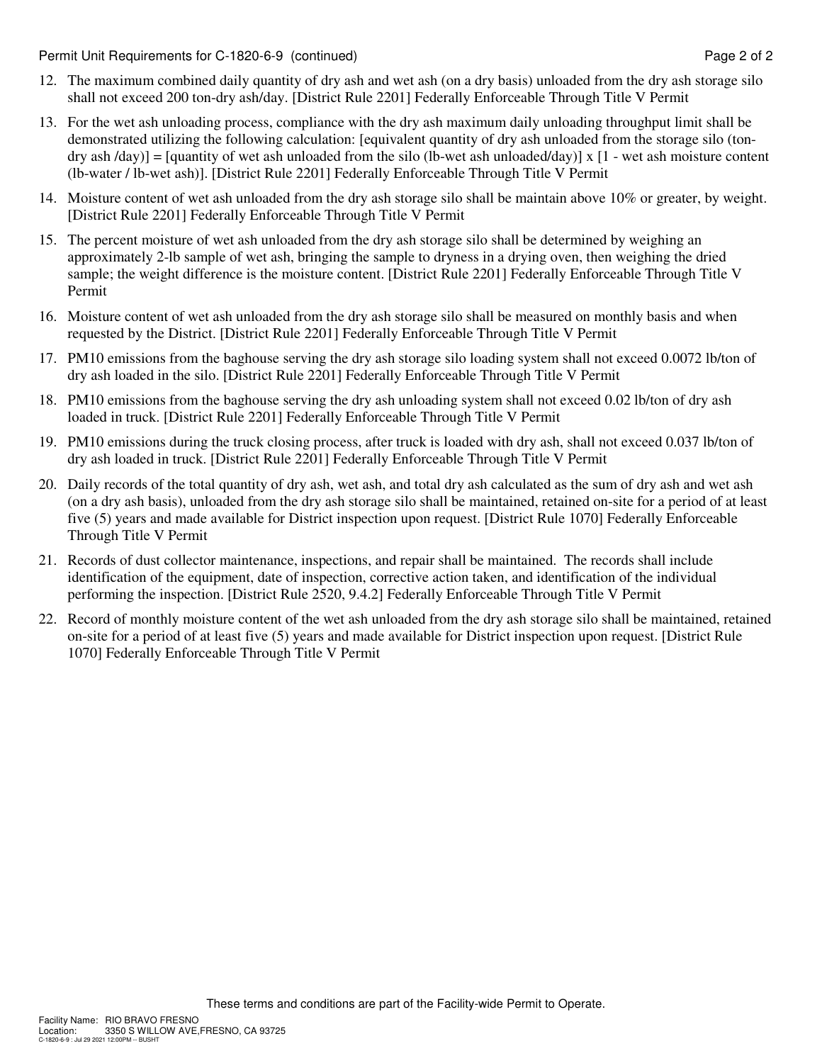12. The maximum combined daily quantity of dry ash and wet ash (on a dry basis) unloaded from the dry ash storage silo shall not exceed 200 ton-dry ash/day. [District Rule 2201] Federally Enforceable Through Title V Permit

13. For the wet ash unloading process, compliance with the dry ash maximum daily unloading throughput limit shall be demonstrated utilizing the following calculation: [equivalent quantity of dry ash unloaded from the storage silo (ton-dry ash /day)] = [quantity of wet ash unloaded from the silo (lb-wet ash unloaded/day)] x [1 - wet ash moisture content (lb-water / lb-wet ash)]. [District Rule 2201] Federally Enforceable Through Title V Permit

14. Moisture content of wet ash unloaded from the dry ash storage silo shall be maintain above 10% or greater, by weight. [District Rule 2201] Federally Enforceable Through Title V Permit

15. The percent moisture of wet ash unloaded from the dry ash storage silo shall be determined by weighing an approximately 2-lb sample of wet ash, bringing the sample to dryness in a drying oven, then weighing the dried sample; the weight difference is the moisture content. [District Rule 2201] Federally Enforceable Through Title V Permit

16. Moisture content of wet ash unloaded from the dry ash storage silo shall be measured on monthly basis and when requested by the District. [District Rule 2201] Federally Enforceable Through Title V Permit

17. PM10 emissions from the baghouse serving the dry ash storage silo loading system shall not exceed 0.0072 lb/ton of dry ash loaded in the silo. [District Rule 2201] Federally Enforceable Through Title V Permit

18. PM10 emissions from the baghouse serving the dry ash unloading system shall not exceed 0.02 lb/ton of dry ash loaded in truck. [District Rule 2201] Federally Enforceable Through Title V Permit

19. PM10 emissions during the truck closing process, after truck is loaded with dry ash, shall not exceed 0.037 lb/ton of dry ash loaded in truck. [District Rule 2201] Federally Enforceable Through Title V Permit

20. Daily records of the total quantity of dry ash, wet ash, and total dry ash calculated as the sum of dry ash and wet ash (on a dry ash basis), unloaded from the dry ash storage silo shall be maintained, retained on-site for a period of at least five (5) years and made available for District inspection upon request. [District Rule 1070] Federally Enforceable Through Title V Permit

21. Records of dust collector maintenance, inspections, and repair shall be maintained. The records shall include identification of the equipment, date of inspection, corrective action taken, and identification of the individual performing the inspection. [District Rule 2520, 9.4.2] Federally Enforceable Through Title V Permit

22. Record of monthly moisture content of the wet ash unloaded from the dry ash storage silo shall be maintained, retained on-site for a period of at least five (5) years and made available for District inspection upon request. [District Rule 1070] Federally Enforceable Through Title V Permit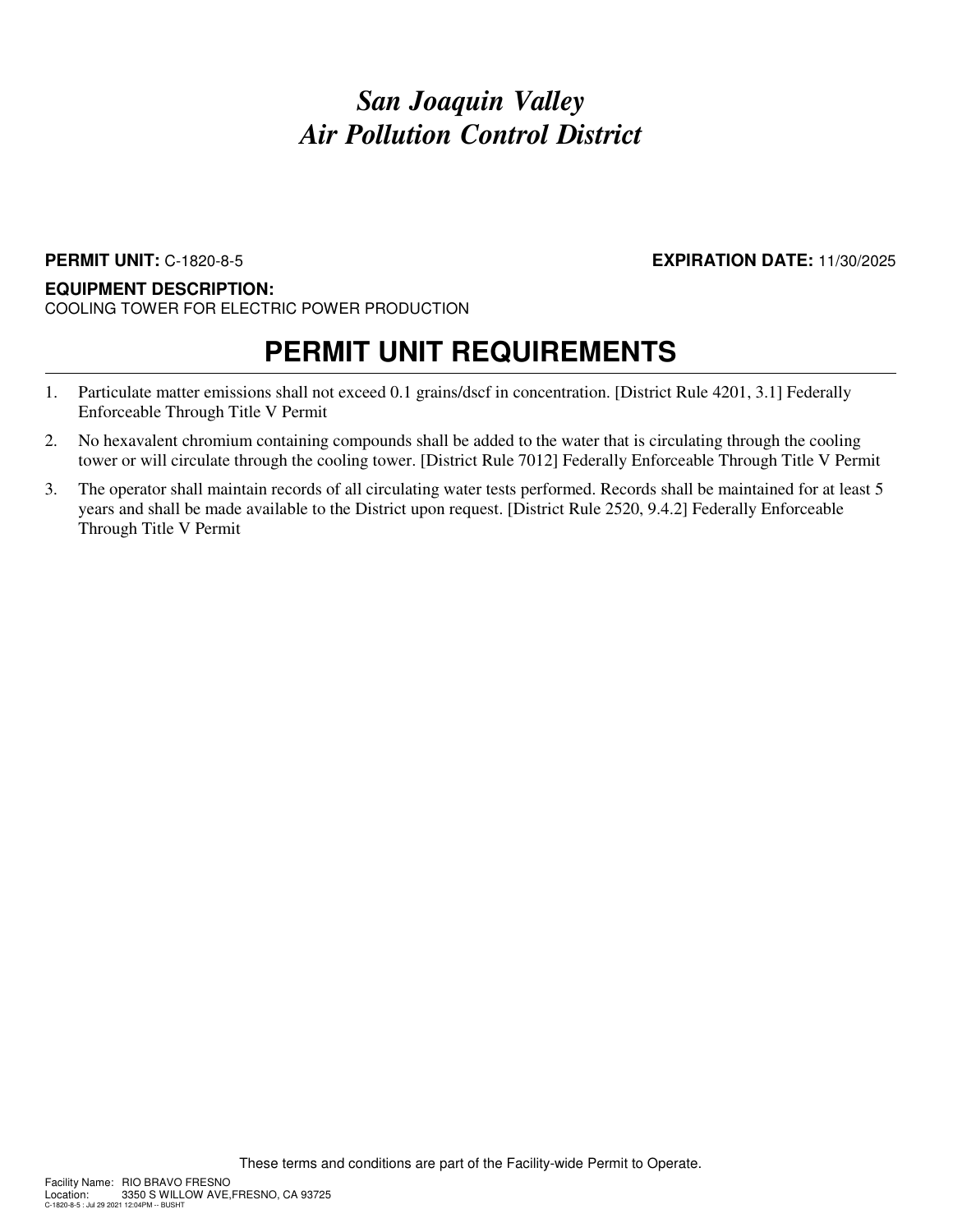# *San Joaquin Valley Air Pollution Control District*

**PERMIT UNIT:** C-1820-8-5 **EXPIRATION DATE:** 11/30/2025

**EQUIPMENT DESCRIPTION:**
COOLING TOWER FOR ELECTRIC POWER PRODUCTION

## PERMIT UNIT REQUIREMENTS

1. Particulate matter emissions shall not exceed 0.1 grains/dscf in concentration. [District Rule 4201, 3.1] Federally Enforceable Through Title V Permit
2. No hexavalent chromium containing compounds shall be added to the water that is circulating through the cooling tower or will circulate through the cooling tower. [District Rule 7012] Federally Enforceable Through Title V Permit
3. The operator shall maintain records of all circulating water tests performed. Records shall be maintained for at least 5 years and shall be made available to the District upon request. [District Rule 2520, 9.4.2] Federally Enforceable Through Title V Permit

These terms and conditions are part of the Facility-wide Permit to Operate.

Facility Name: RIO BRAVO FRESNO
Location: 3350 S WILLOW AVE,FRESNO, CA 93725
C-1820-8-5 : Jul 29 2021 12:04PM -- BUSHT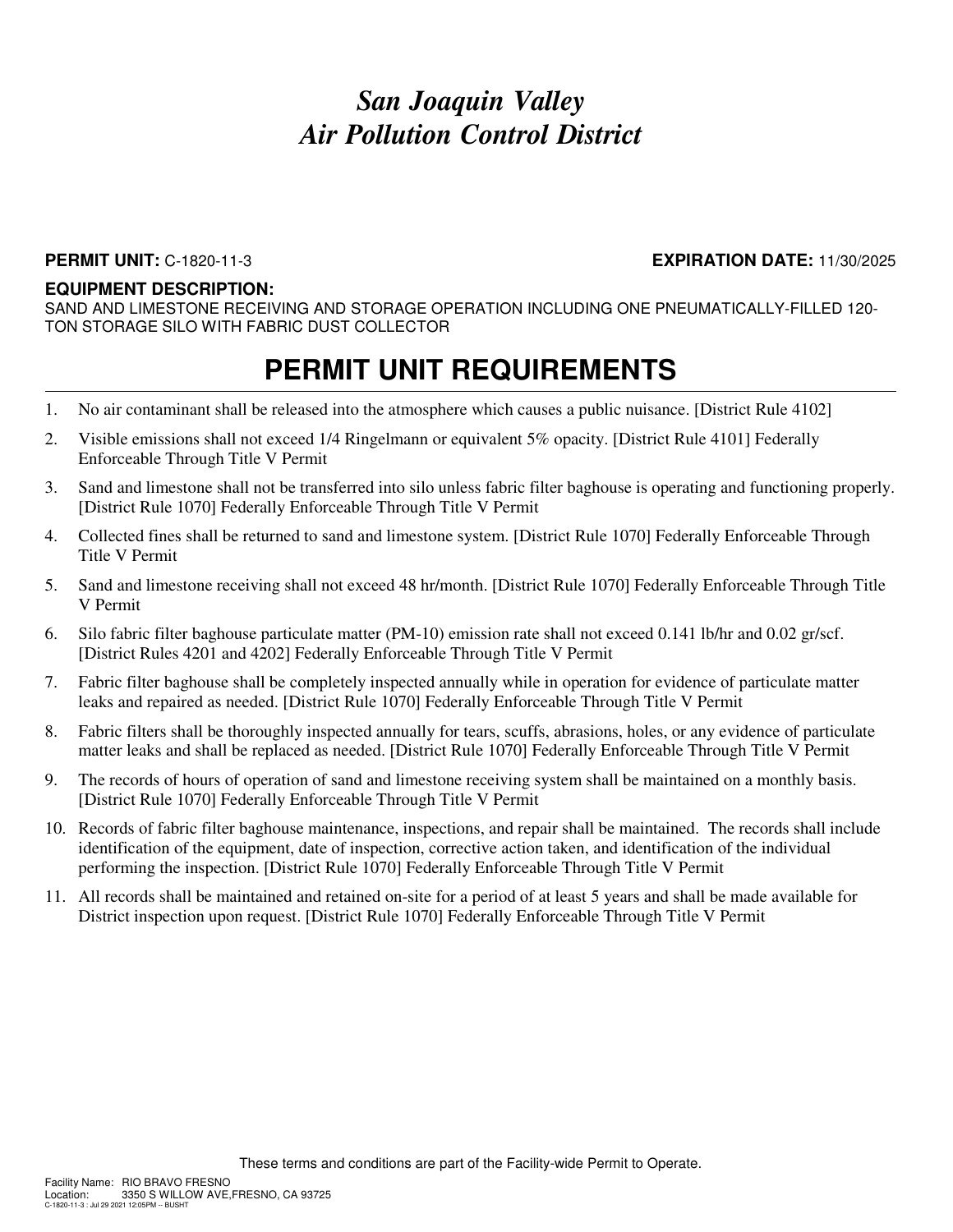# *San Joaquin Valley Air Pollution Control District*

**PERMIT UNIT:** C-1820-11-3 **EXPIRATION DATE:** 11/30/2025

**EQUIPMENT DESCRIPTION:**
SAND AND LIMESTONE RECEIVING AND STORAGE OPERATION INCLUDING ONE PNEUMATICALLY-FILLED 120-TON STORAGE SILO WITH FABRIC DUST COLLECTOR

## PERMIT UNIT REQUIREMENTS

1. No air contaminant shall be released into the atmosphere which causes a public nuisance. [District Rule 4102]
2. Visible emissions shall not exceed 1/4 Ringelmann or equivalent 5% opacity. [District Rule 4101] Federally Enforceable Through Title V Permit
3. Sand and limestone shall not be transferred into silo unless fabric filter baghouse is operating and functioning properly. [District Rule 1070] Federally Enforceable Through Title V Permit
4. Collected fines shall be returned to sand and limestone system. [District Rule 1070] Federally Enforceable Through Title V Permit
5. Sand and limestone receiving shall not exceed 48 hr/month. [District Rule 1070] Federally Enforceable Through Title V Permit
6. Silo fabric filter baghouse particulate matter (PM-10) emission rate shall not exceed 0.141 lb/hr and 0.02 gr/scf. [District Rules 4201 and 4202] Federally Enforceable Through Title V Permit
7. Fabric filter baghouse shall be completely inspected annually while in operation for evidence of particulate matter leaks and repaired as needed. [District Rule 1070] Federally Enforceable Through Title V Permit
8. Fabric filters shall be thoroughly inspected annually for tears, scuffs, abrasions, holes, or any evidence of particulate matter leaks and shall be replaced as needed. [District Rule 1070] Federally Enforceable Through Title V Permit
9. The records of hours of operation of sand and limestone receiving system shall be maintained on a monthly basis. [District Rule 1070] Federally Enforceable Through Title V Permit
10. Records of fabric filter baghouse maintenance, inspections, and repair shall be maintained. The records shall include identification of the equipment, date of inspection, corrective action taken, and identification of the individual performing the inspection. [District Rule 1070] Federally Enforceable Through Title V Permit
11. All records shall be maintained and retained on-site for a period of at least 5 years and shall be made available for District inspection upon request. [District Rule 1070] Federally Enforceable Through Title V Permit

These terms and conditions are part of the Facility-wide Permit to Operate.

Facility Name: RIO BRAVO FRESNO
Location: 3350 S WILLOW AVE,FRESNO, CA 93725
C-1820-11-3 : Jul 29 2021 12:05PM -- BUSHT